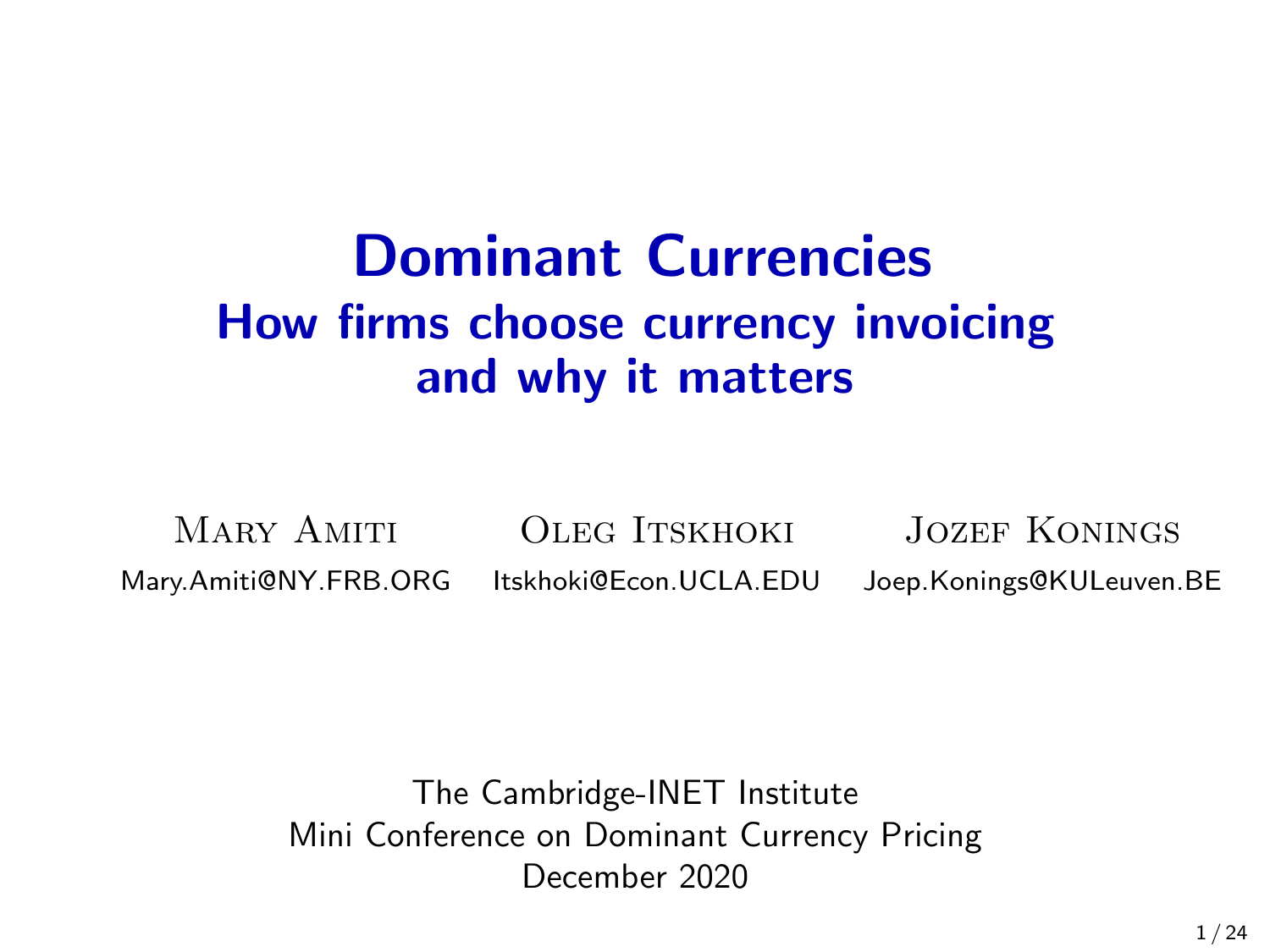# Dominant Currencies

## How firms choose currency invoicing and why it matters

Mary Amiti — Mary.Amiti@NY.FRB.ORG

Oleg Itskhoki — Itskhoki@Econ.UCLA.EDU

Jozef Konings — Joep.Konings@KULeuven.BE

The Cambridge-INET Institute
Mini Conference on Dominant Currency Pricing
December 2020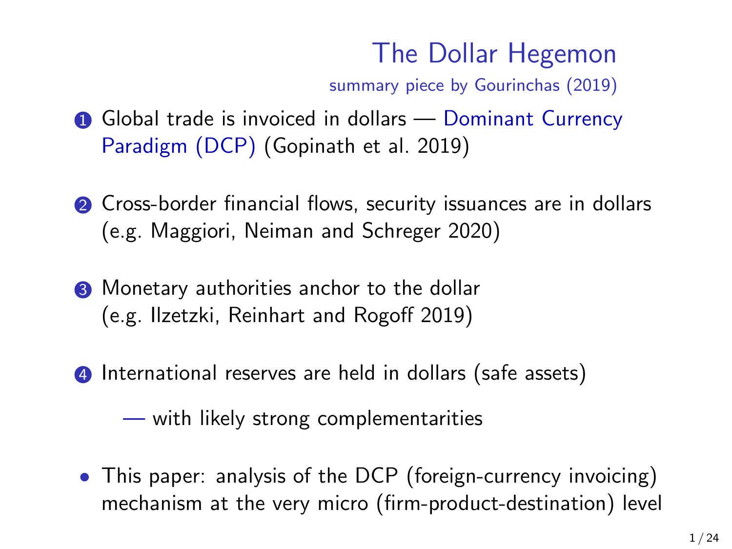## The Dollar Hegemon

summary piece by Gourinchas (2019)

1. Global trade is invoiced in dollars — Dominant Currency Paradigm (DCP) (Gopinath et al. 2019)

2. Cross-border financial flows, security issuances are in dollars (e.g. Maggiori, Neiman and Schreger 2020)

3. Monetary authorities anchor to the dollar (e.g. Ilzetzki, Reinhart and Rogoff 2019)

4. International reserves are held in dollars (safe assets)

   — with likely strong complementarities

- This paper: analysis of the DCP (foreign-currency invoicing) mechanism at the very micro (firm-product-destination) level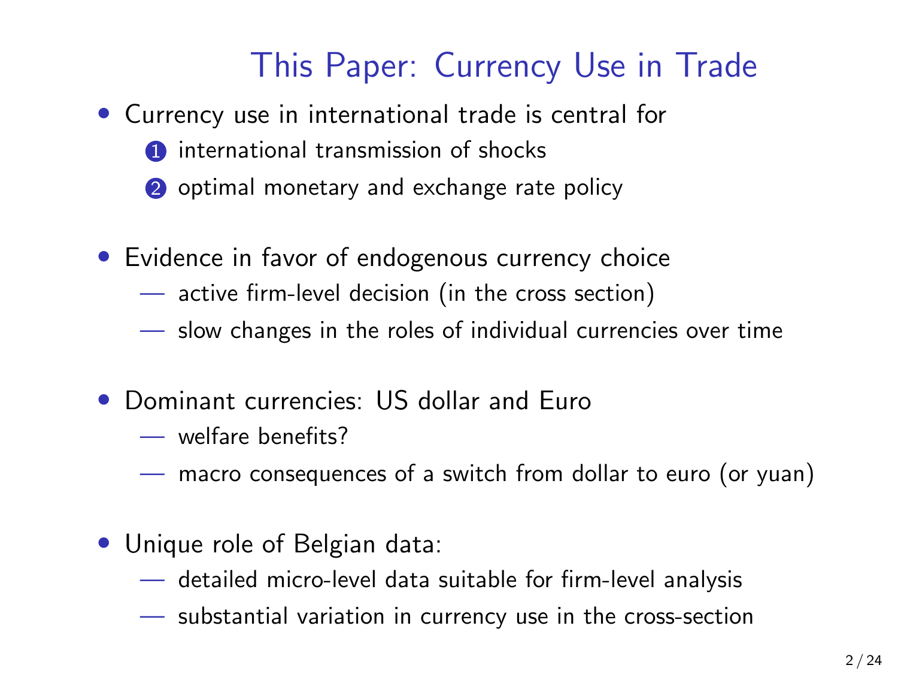# This Paper: Currency Use in Trade

- Currency use in international trade is central for
  1. international transmission of shocks
  2. optimal monetary and exchange rate policy

- Evidence in favor of endogenous currency choice
  - active firm-level decision (in the cross section)
  - slow changes in the roles of individual currencies over time

- Dominant currencies: US dollar and Euro
  - welfare benefits?
  - macro consequences of a switch from dollar to euro (or yuan)

- Unique role of Belgian data:
  - detailed micro-level data suitable for firm-level analysis
  - substantial variation in currency use in the cross-section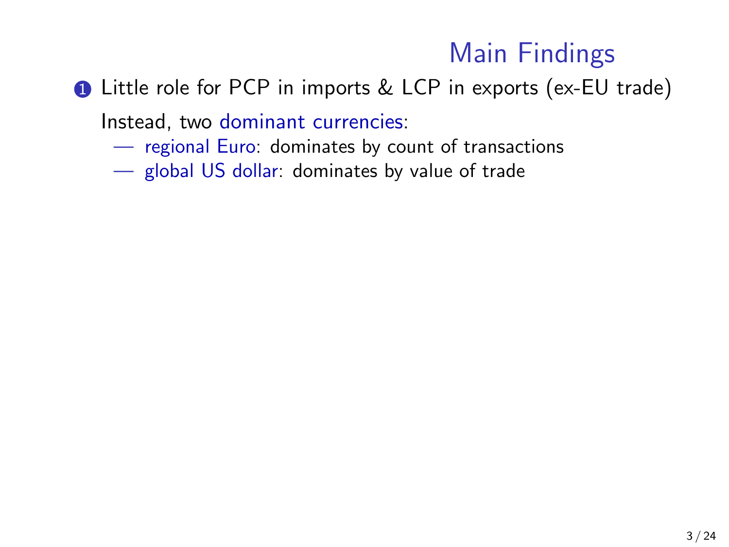# Main Findings

1. Little role for PCP in imports & LCP in exports (ex-EU trade)

   Instead, two dominant currencies:

   — regional Euro: dominates by count of transactions

   — global US dollar: dominates by value of trade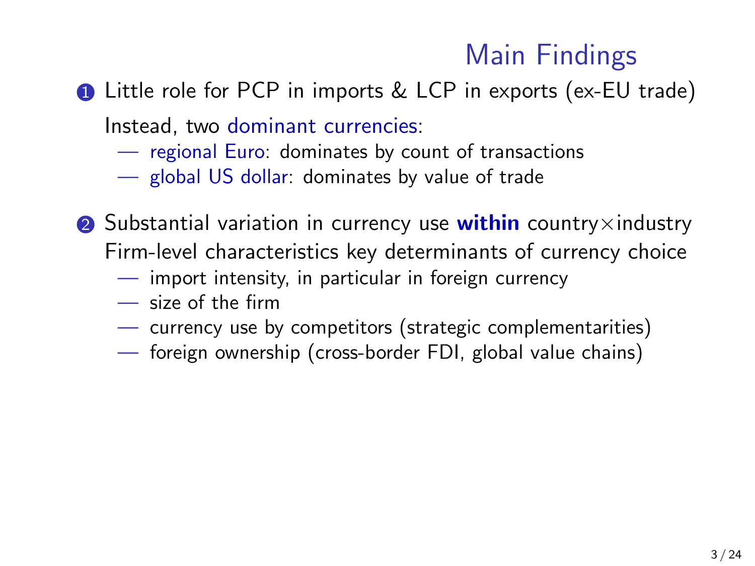# Main Findings

1. Little role for PCP in imports & LCP in exports (ex-EU trade)

   Instead, two dominant currencies:
   - regional Euro: dominates by count of transactions
   - global US dollar: dominates by value of trade

2. Substantial variation in currency use **within** country$\times$industry

   Firm-level characteristics key determinants of currency choice
   - import intensity, in particular in foreign currency
   - size of the firm
   - currency use by competitors (strategic complementarities)
   - foreign ownership (cross-border FDI, global value chains)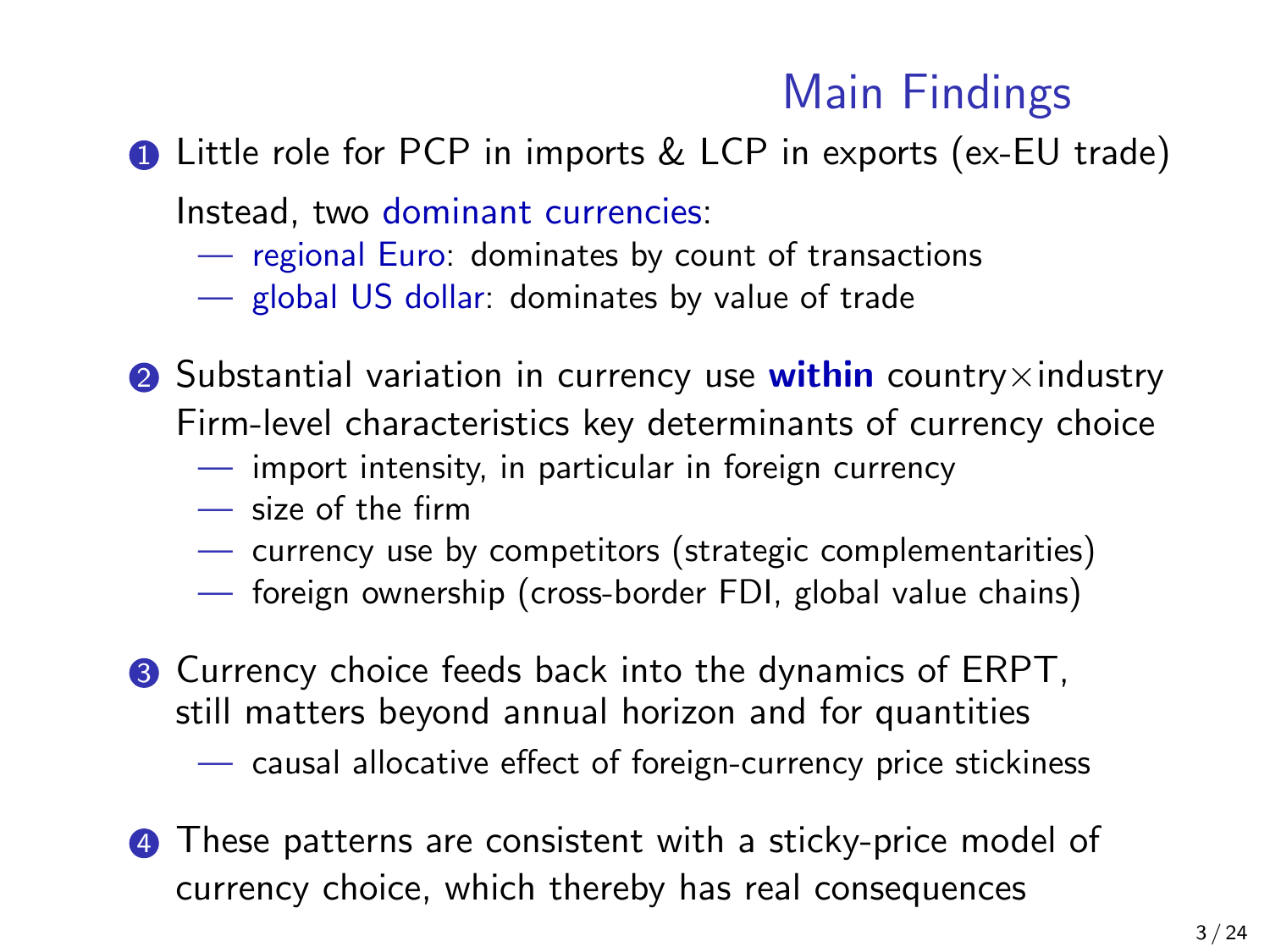# Main Findings

1. Little role for PCP in imports & LCP in exports (ex-EU trade)

   Instead, two dominant currencies:
   - regional Euro: dominates by count of transactions
   - global US dollar: dominates by value of trade

2. Substantial variation in currency use **within** country×industry

   Firm-level characteristics key determinants of currency choice
   - import intensity, in particular in foreign currency
   - size of the firm
   - currency use by competitors (strategic complementarities)
   - foreign ownership (cross-border FDI, global value chains)

3. Currency choice feeds back into the dynamics of ERPT, still matters beyond annual horizon and for quantities
   - causal allocative effect of foreign-currency price stickiness

4. These patterns are consistent with a sticky-price model of currency choice, which thereby has real consequences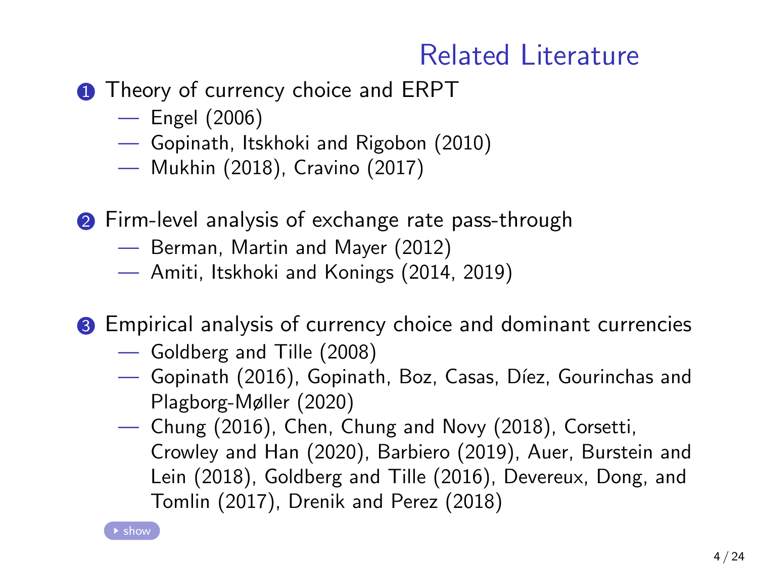# Related Literature

1. Theory of currency choice and ERPT
   - Engel (2006)
   - Gopinath, Itskhoki and Rigobon (2010)
   - Mukhin (2018), Cravino (2017)

2. Firm-level analysis of exchange rate pass-through
   - Berman, Martin and Mayer (2012)
   - Amiti, Itskhoki and Konings (2014, 2019)

3. Empirical analysis of currency choice and dominant currencies
   - Goldberg and Tille (2008)
   - Gopinath (2016), Gopinath, Boz, Casas, Díez, Gourinchas and Plagborg-Møller (2020)
   - Chung (2016), Chen, Chung and Novy (2018), Corsetti, Crowley and Han (2020), Barbiero (2019), Auer, Burstein and Lein (2018), Goldberg and Tille (2016), Devereux, Dong, and Tomlin (2017), Drenik and Perez (2018)

show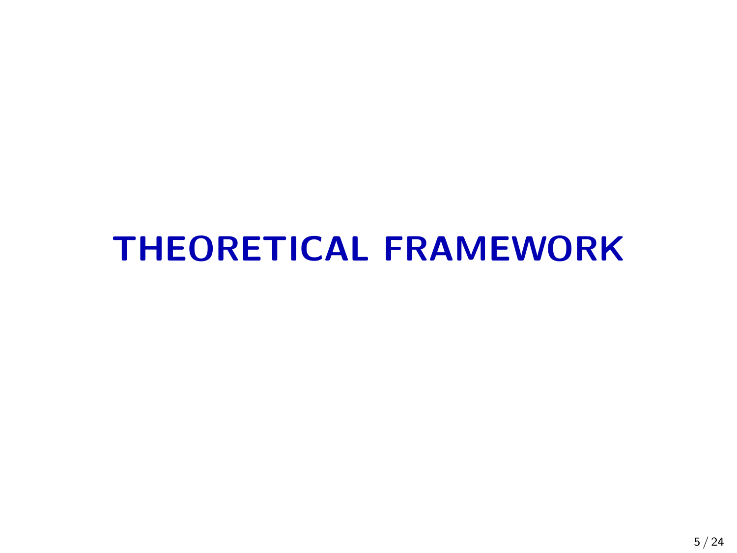# THEORETICAL FRAMEWORK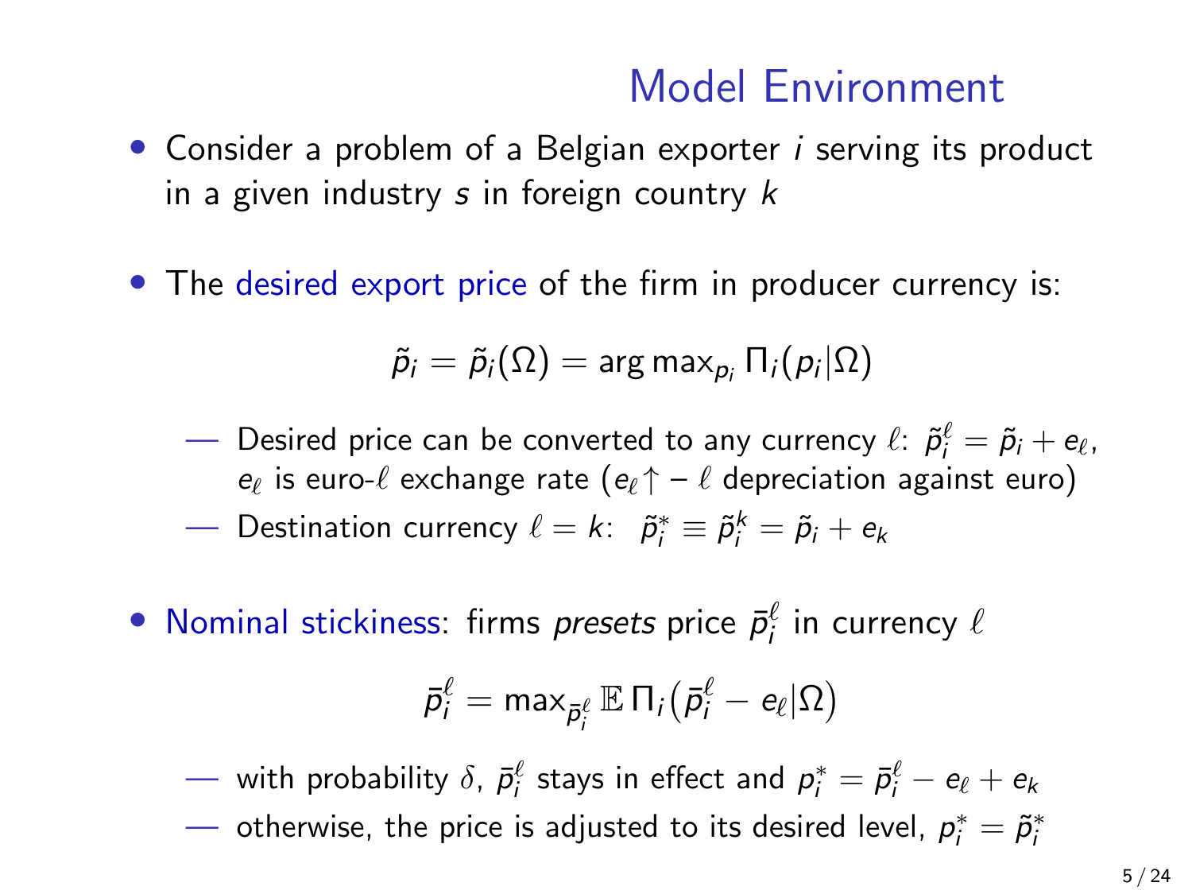# Model Environment

- Consider a problem of a Belgian exporter $i$ serving its product in a given industry $s$ in foreign country $k$

- The desired export price of the firm in producer currency is:

$$\tilde{p}_i = \tilde{p}_i(\Omega) = \arg\max_{p_i} \Pi_i(p_i|\Omega)$$

  - Desired price can be converted to any currency $\ell$: $\tilde{p}_i^{\ell} = \tilde{p}_i + e_{\ell}$, $e_{\ell}$ is euro-$\ell$ exchange rate ($e_{\ell}\uparrow$ – $\ell$ depreciation against euro)
  - Destination currency $\ell = k$: $\tilde{p}_i^* \equiv \tilde{p}_i^k = \tilde{p}_i + e_k$

- Nominal stickiness: firms *presets* price $\bar{p}_i^{\ell}$ in currency $\ell$

$$\bar{p}_i^{\ell} = \max_{\bar{p}_i^{\ell}} \mathbb{E}\, \Pi_i\big(\bar{p}_i^{\ell} - e_{\ell}|\Omega\big)$$

  - with probability $\delta$, $\bar{p}_i^{\ell}$ stays in effect and $p_i^* = \bar{p}_i^{\ell} - e_{\ell} + e_k$
  - otherwise, the price is adjusted to its desired level, $p_i^* = \tilde{p}_i^*$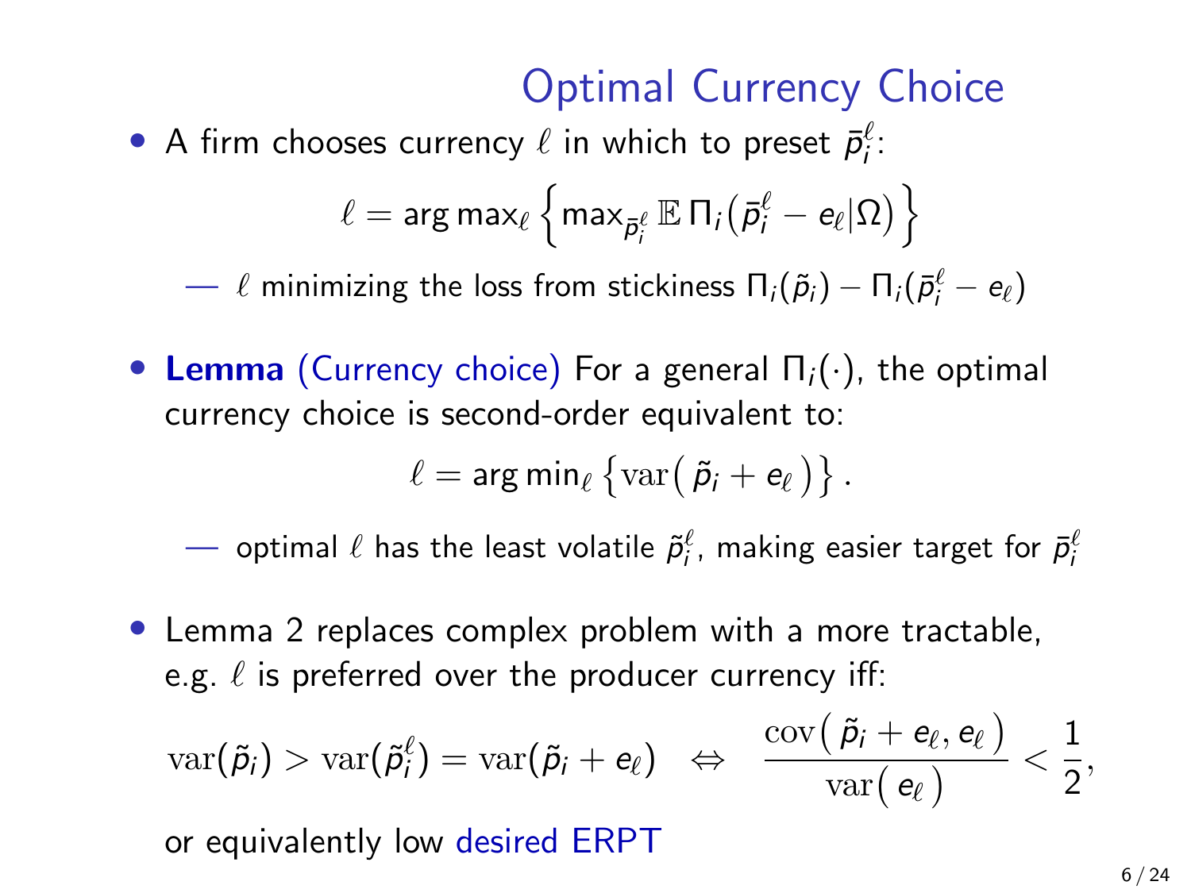# Optimal Currency Choice

- A firm chooses currency $\ell$ in which to preset $\bar{p}_i^\ell$:

$$\ell = \arg\max_\ell \left\{ \max_{\bar{p}_i^\ell} \mathbb{E}\, \Pi_i\big(\bar{p}_i^\ell - e_\ell | \Omega\big) \right\}$$

  — $\ell$ minimizing the loss from stickiness $\Pi_i(\tilde{p}_i) - \Pi_i(\bar{p}_i^\ell - e_\ell)$

- **Lemma** (Currency choice) For a general $\Pi_i(\cdot)$, the optimal currency choice is second-order equivalent to:

$$\ell = \arg\min_\ell \left\{ \mathrm{var}\big(\, \tilde{p}_i + e_\ell \,\big) \right\}.$$

  — optimal $\ell$ has the least volatile $\tilde{p}_i^\ell$, making easier target for $\bar{p}_i^\ell$

- Lemma 2 replaces complex problem with a more tractable, e.g. $\ell$ is preferred over the producer currency iff:

$$\mathrm{var}(\tilde{p}_i) > \mathrm{var}(\tilde{p}_i^\ell) = \mathrm{var}(\tilde{p}_i + e_\ell) \quad \Leftrightarrow \quad \frac{\mathrm{cov}\big(\, \tilde{p}_i + e_\ell, e_\ell \,\big)}{\mathrm{var}\big(\, e_\ell \,\big)} < \frac{1}{2},$$

  or equivalently low desired ERPT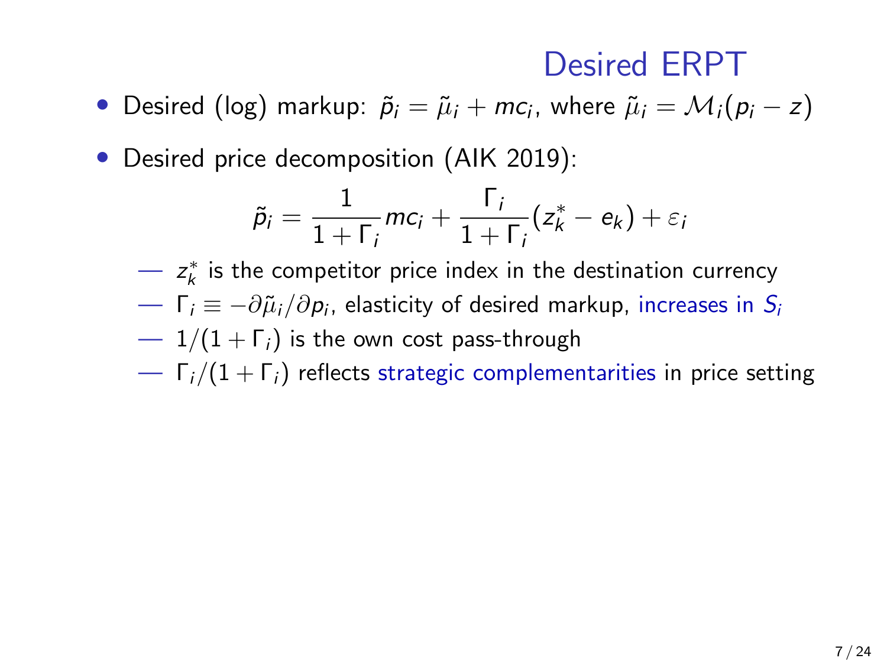# Desired ERPT

- Desired (log) markup: $\tilde{p}_i = \tilde{\mu}_i + mc_i$, where $\tilde{\mu}_i = \mathcal{M}_i(p_i - z)$
- Desired price decomposition (AIK 2019):

$$\tilde{p}_i = \frac{1}{1+\Gamma_i} mc_i + \frac{\Gamma_i}{1+\Gamma_i}(z_k^* - e_k) + \varepsilon_i$$

  - $z_k^*$ is the competitor price index in the destination currency
  - $\Gamma_i \equiv -\partial \tilde{\mu}_i / \partial p_i$, elasticity of desired markup, increases in $S_i$
  - $1/(1+\Gamma_i)$ is the own cost pass-through
  - $\Gamma_i/(1+\Gamma_i)$ reflects strategic complementarities in price setting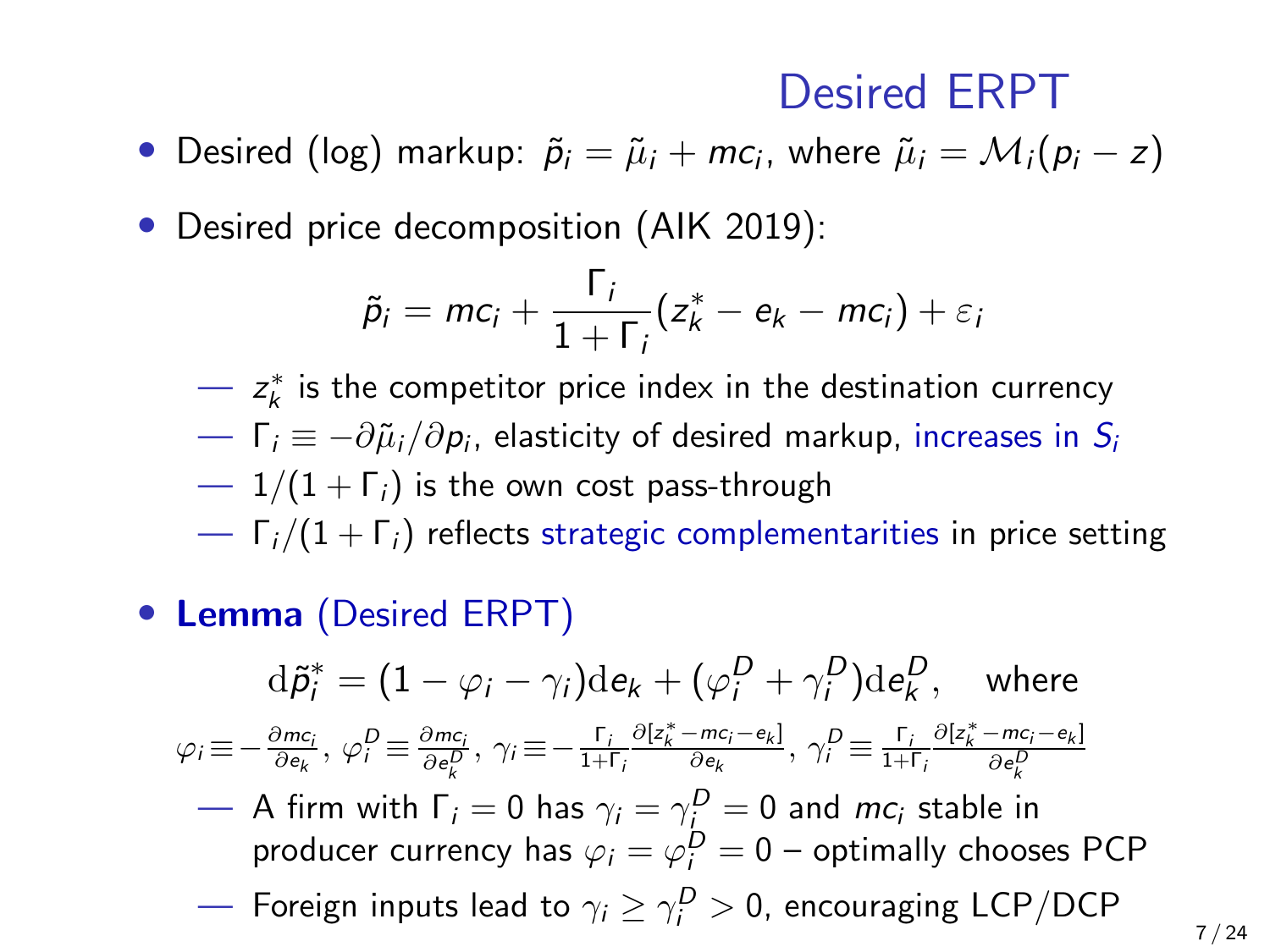# Desired ERPT

- Desired (log) markup: $\tilde{p}_i = \tilde{\mu}_i + mc_i$, where $\tilde{\mu}_i = \mathcal{M}_i(p_i - z)$
- Desired price decomposition (AIK 2019):

$$\tilde{p}_i = mc_i + \frac{\Gamma_i}{1+\Gamma_i}(z_k^* - e_k - mc_i) + \varepsilon_i$$

  - — $z_k^*$ is the competitor price index in the destination currency
  - — $\Gamma_i \equiv -\partial\tilde{\mu}_i/\partial p_i$, elasticity of desired markup, increases in $S_i$
  - — $1/(1+\Gamma_i)$ is the own cost pass-through
  - — $\Gamma_i/(1+\Gamma_i)$ reflects strategic complementarities in price setting

- **Lemma** (Desired ERPT)

$$\mathrm{d}\tilde{p}_i^* = (1 - \varphi_i - \gamma_i)\mathrm{d}e_k + (\varphi_i^D + \gamma_i^D)\mathrm{d}e_k^D, \quad \text{where}$$

$$\varphi_i \equiv -\frac{\partial mc_i}{\partial e_k},\ \varphi_i^D \equiv \frac{\partial mc_i}{\partial e_k^D},\ \gamma_i \equiv -\frac{\Gamma_i}{1+\Gamma_i}\frac{\partial[z_k^* - mc_i - e_k]}{\partial e_k},\ \gamma_i^D \equiv \frac{\Gamma_i}{1+\Gamma_i}\frac{\partial[z_k^* - mc_i - e_k]}{\partial e_k^D}$$

  - — A firm with $\Gamma_i = 0$ has $\gamma_i = \gamma_i^D = 0$ and $mc_i$ stable in producer currency has $\varphi_i = \varphi_i^D = 0$ – optimally chooses PCP
  - — Foreign inputs lead to $\gamma_i \geq \gamma_i^D > 0$, encouraging LCP/DCP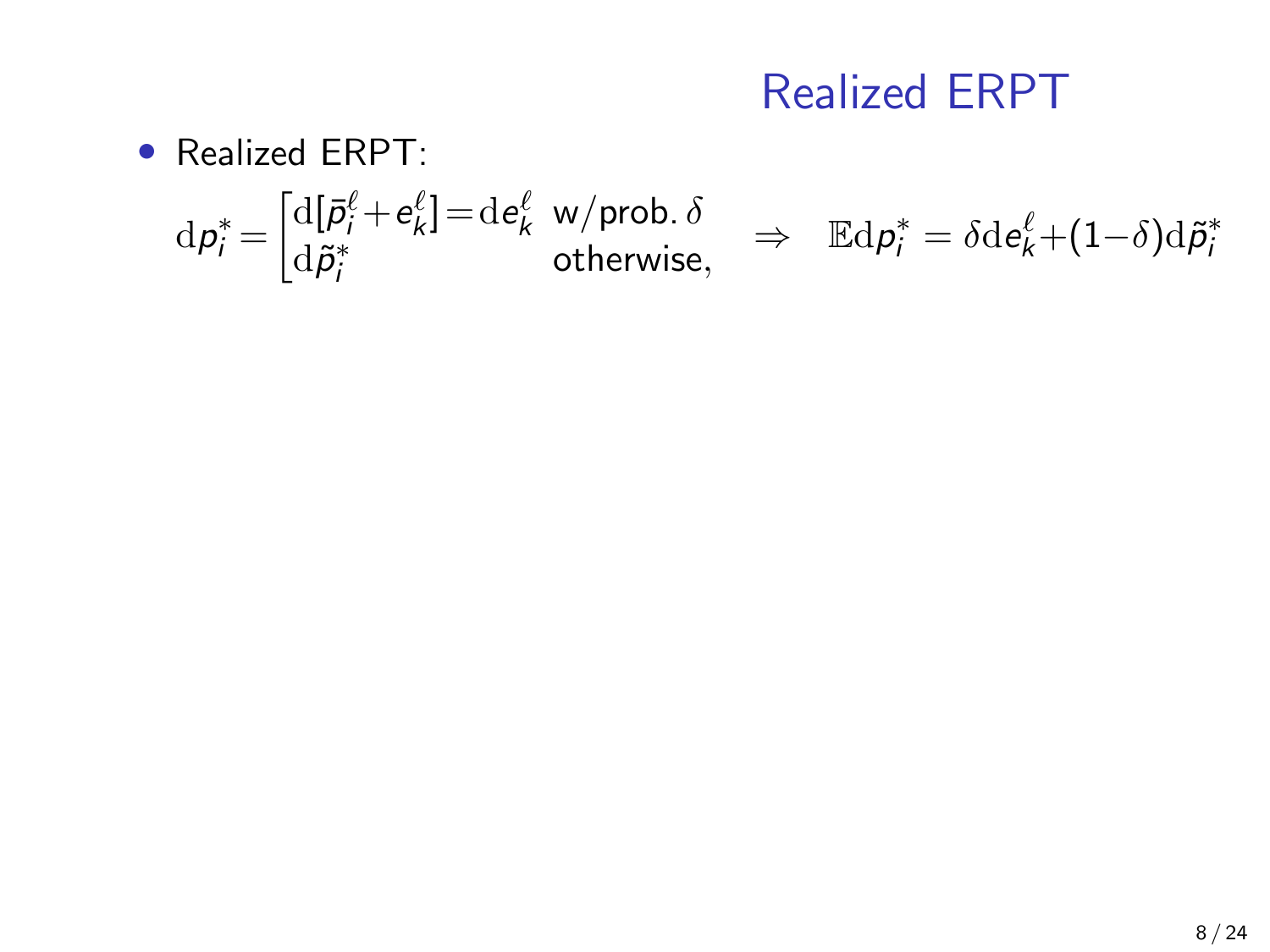# Realized ERPT

- Realized ERPT:

$$\mathrm{d}p_i^* = \begin{cases} \mathrm{d}[\bar{p}_i^\ell + e_k^\ell] = \mathrm{d}e_k^\ell & \text{w/prob. } \delta \\ \mathrm{d}\tilde{p}_i^* & \text{otherwise,} \end{cases} \quad \Rightarrow \quad \mathbb{E}\mathrm{d}p_i^* = \delta \mathrm{d}e_k^\ell + (1-\delta)\mathrm{d}\tilde{p}_i^*$$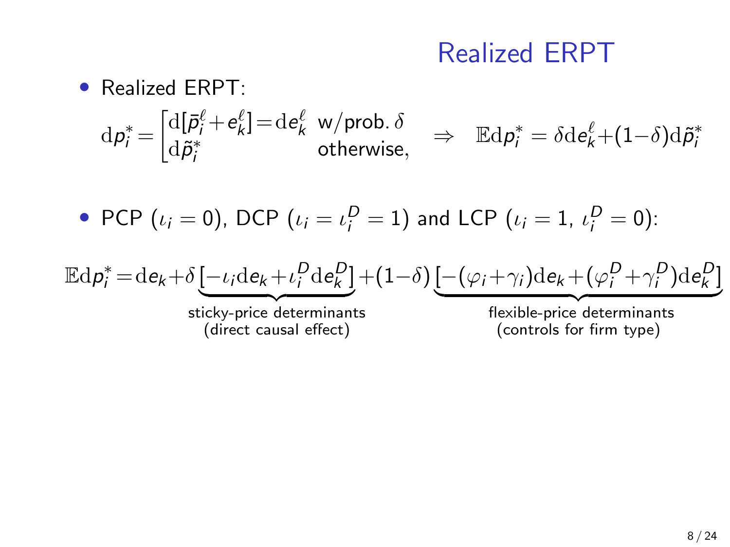# Realized ERPT

- Realized ERPT:

$$\mathrm{d}p_i^* = \begin{cases} \mathrm{d}[\bar{p}_i^\ell + e_k^\ell] = \mathrm{d}e_k^\ell & \text{w/prob. } \delta \\ \mathrm{d}\tilde{p}_i^* & \text{otherwise,} \end{cases} \quad \Rightarrow \quad \mathbb{E}\mathrm{d}p_i^* = \delta \mathrm{d}e_k^\ell + (1-\delta)\mathrm{d}\tilde{p}_i^*$$

- PCP ($\iota_i = 0$), DCP ($\iota_i = \iota_i^D = 1$) and LCP ($\iota_i = 1$, $\iota_i^D = 0$):

$$\mathbb{E}\mathrm{d}p_i^* = \mathrm{d}e_k + \delta \underbrace{\left[-\iota_i \mathrm{d}e_k + \iota_i^D \mathrm{d}e_k^D\right]}_{\substack{\text{sticky-price determinants} \\ \text{(direct causal effect)}}} + (1-\delta) \underbrace{\left[-(\varphi_i + \gamma_i)\mathrm{d}e_k + (\varphi_i^D + \gamma_i^D)\mathrm{d}e_k^D\right]}_{\substack{\text{flexible-price determinants} \\ \text{(controls for firm type)}}}$$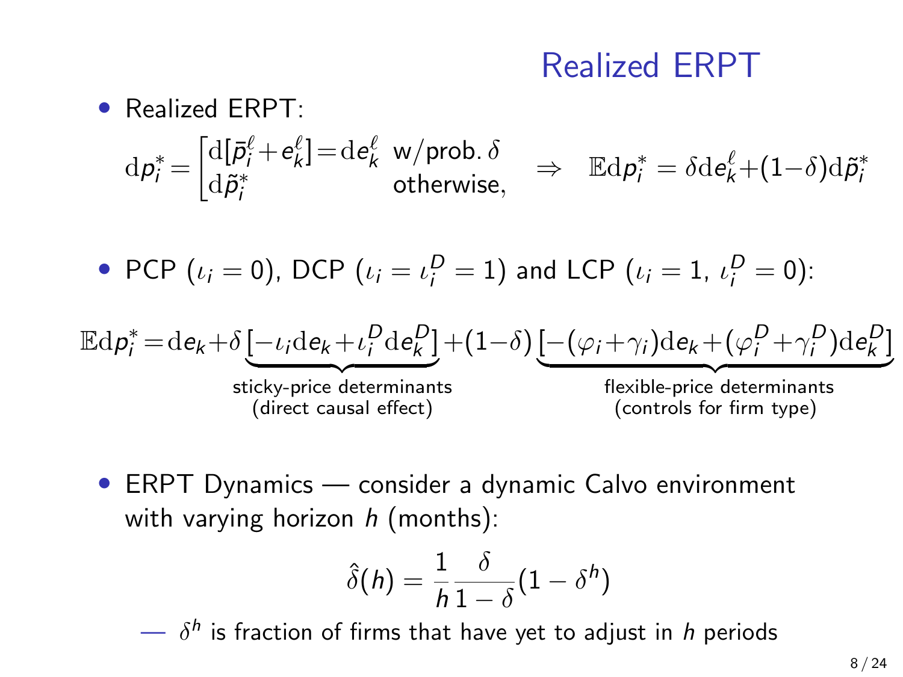# Realized ERPT

- Realized ERPT:

$$\mathrm{d}p_i^* = \begin{cases} \mathrm{d}[\bar{p}_i^\ell + e_k^\ell] = \mathrm{d}e_k^\ell & \text{w/prob. } \delta \\ \mathrm{d}\tilde{p}_i^* & \text{otherwise,} \end{cases} \quad \Rightarrow \quad \mathbb{E}\mathrm{d}p_i^* = \delta \mathrm{d}e_k^\ell + (1-\delta)\mathrm{d}\tilde{p}_i^*$$

- PCP ($\iota_i = 0$), DCP ($\iota_i = \iota_i^D = 1$) and LCP ($\iota_i = 1$, $\iota_i^D = 0$):

$$\mathbb{E}\mathrm{d}p_i^* = \mathrm{d}e_k + \delta \underbrace{\left[-\iota_i \mathrm{d}e_k + \iota_i^D \mathrm{d}e_k^D\right]}_{\substack{\text{sticky-price determinants} \\ \text{(direct causal effect)}}} + (1-\delta) \underbrace{\left[-(\varphi_i + \gamma_i)\mathrm{d}e_k + (\varphi_i^D + \gamma_i^D)\mathrm{d}e_k^D\right]}_{\substack{\text{flexible-price determinants} \\ \text{(controls for firm type)}}}$$

- ERPT Dynamics — consider a dynamic Calvo environment with varying horizon $h$ (months):

$$\hat{\delta}(h) = \frac{1}{h}\frac{\delta}{1-\delta}(1-\delta^h)$$

— $\delta^h$ is fraction of firms that have yet to adjust in $h$ periods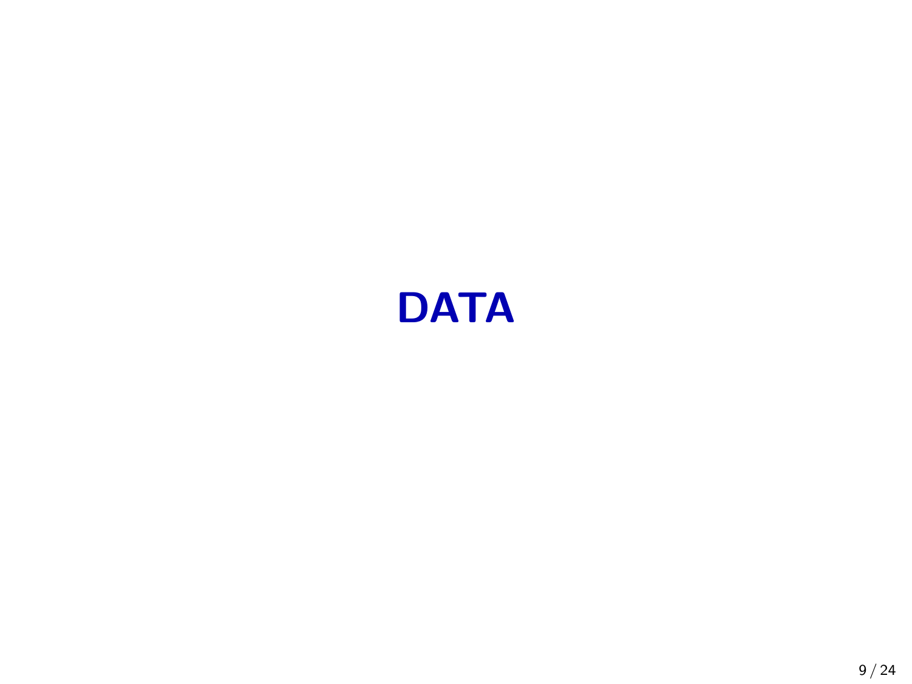# DATA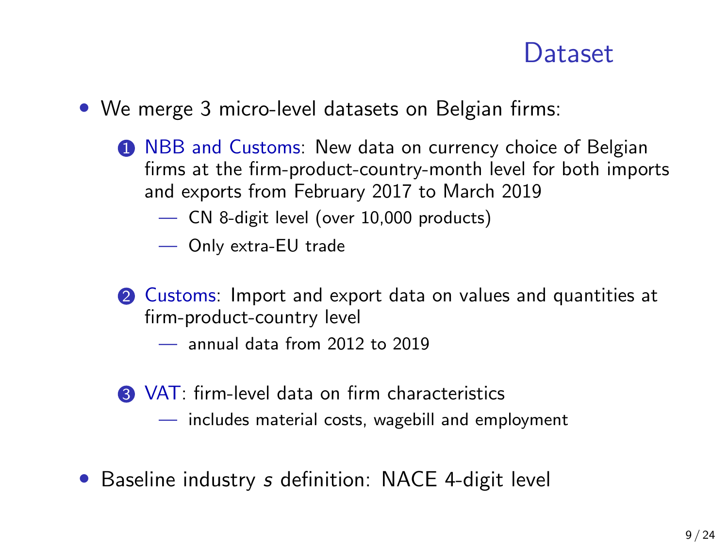# Dataset

- We merge 3 micro-level datasets on Belgian firms:

  1. NBB and Customs: New data on currency choice of Belgian firms at the firm-product-country-month level for both imports and exports from February 2017 to March 2019
     - CN 8-digit level (over 10,000 products)
     - Only extra-EU trade

  2. Customs: Import and export data on values and quantities at firm-product-country level
     - annual data from 2012 to 2019

  3. VAT: firm-level data on firm characteristics
     - includes material costs, wagebill and employment

- Baseline industry $s$ definition: NACE 4-digit level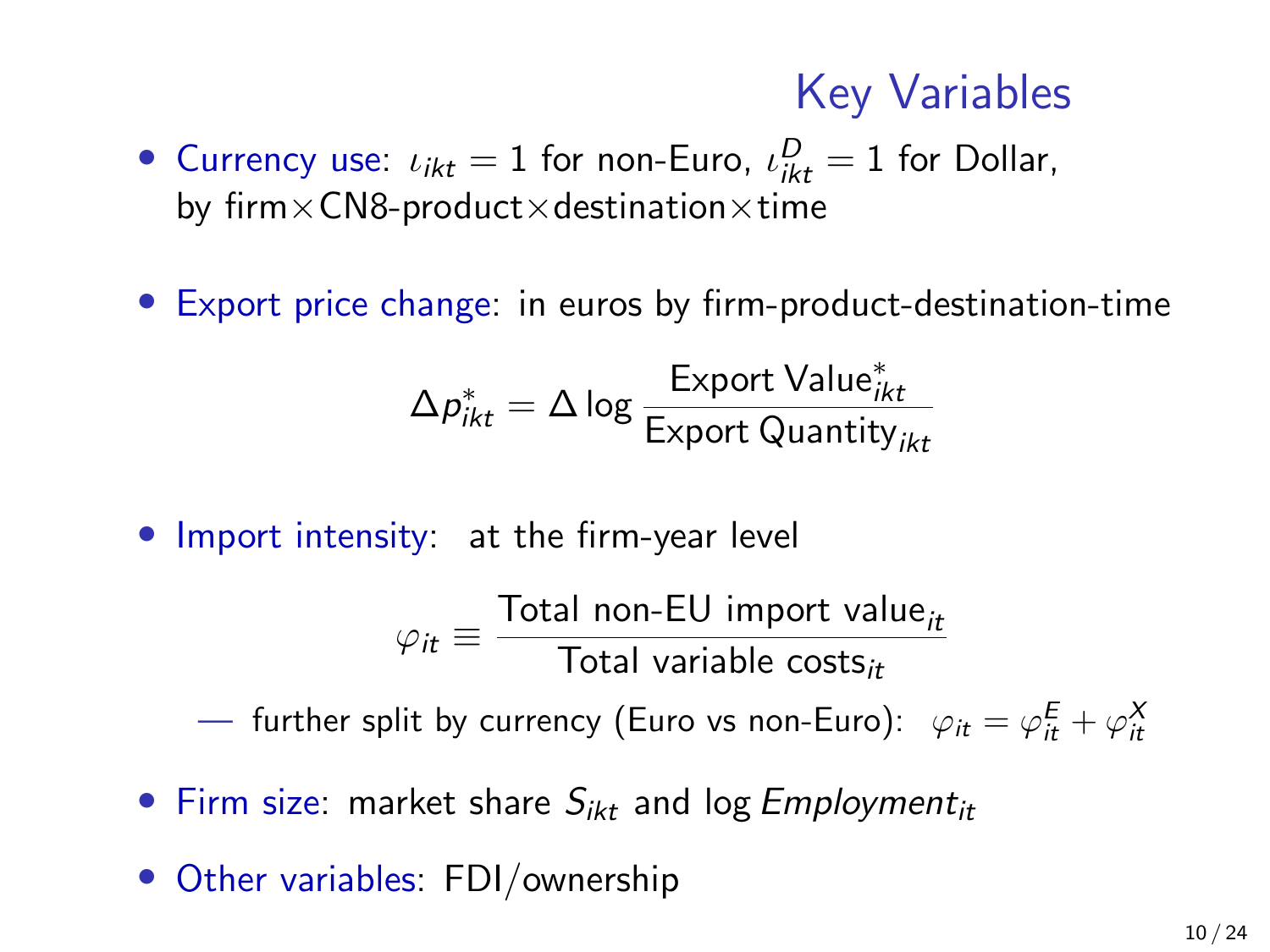## Key Variables

- **Currency use**: $\iota_{ikt} = 1$ for non-Euro, $\iota^D_{ikt} = 1$ for Dollar, by firm×CN8-product×destination×time

- **Export price change**: in euros by firm-product-destination-time

$$\Delta p^*_{ikt} = \Delta \log \frac{\text{Export Value}^*_{ikt}}{\text{Export Quantity}_{ikt}}$$

- **Import intensity**: at the firm-year level

$$\varphi_{it} \equiv \frac{\text{Total non-EU import value}_{it}}{\text{Total variable costs}_{it}}$$

  — further split by currency (Euro vs non-Euro): $\varphi_{it} = \varphi^E_{it} + \varphi^X_{it}$

- **Firm size**: market share $S_{ikt}$ and log $Employment_{it}$

- **Other variables**: FDI/ownership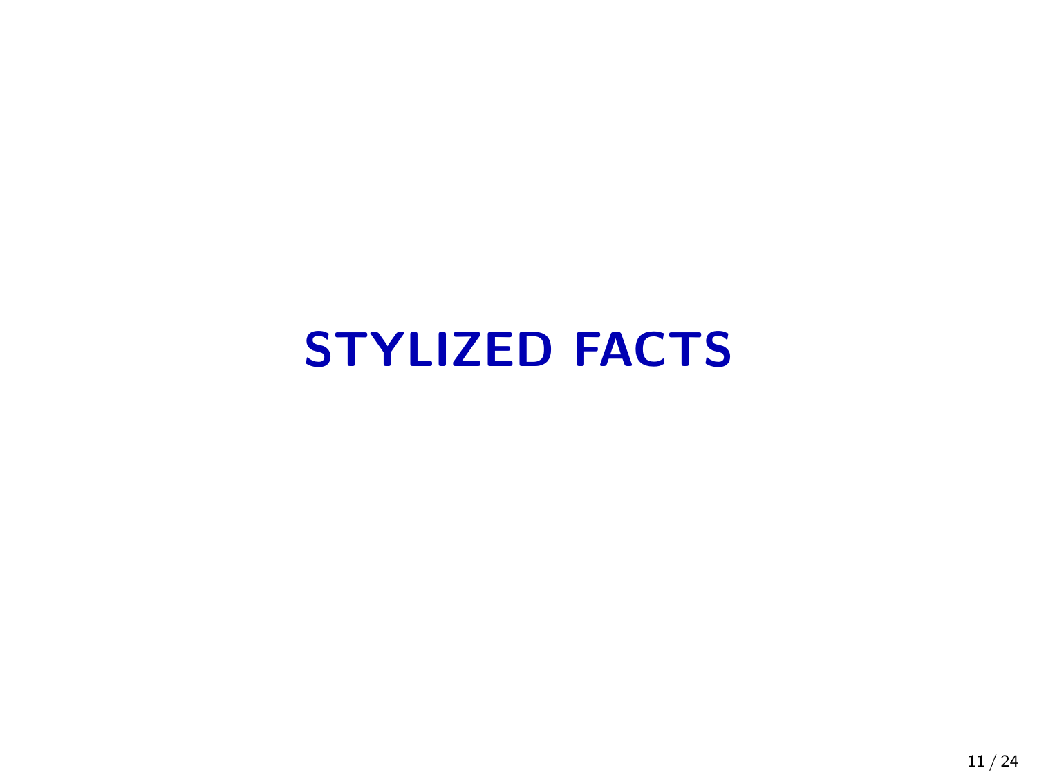# STYLIZED FACTS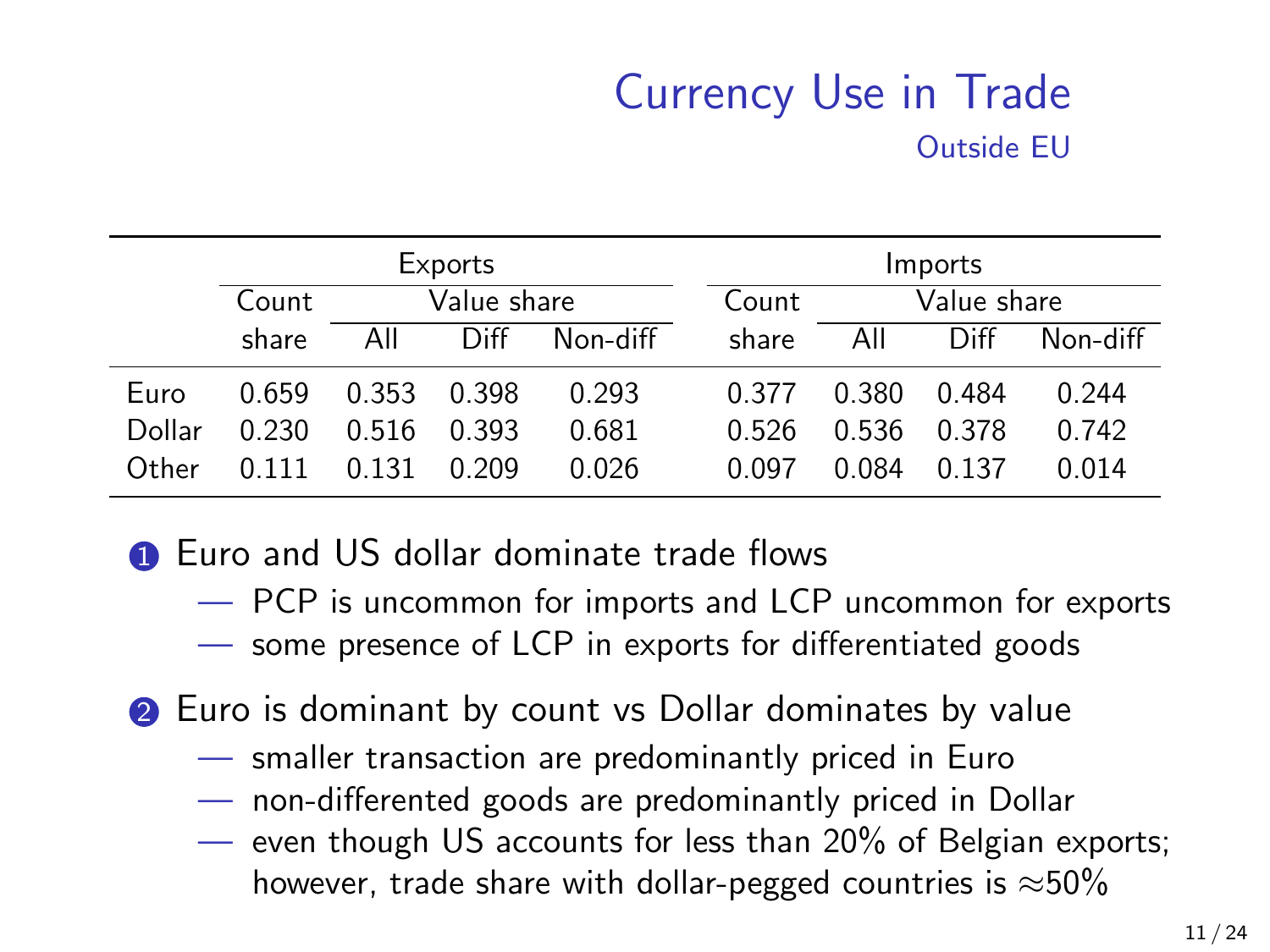# Currency Use in Trade

## Outside EU

| | Exports | | | | Imports | | | |
|---|---|---|---|---|---|---|---|---|
| | Count | Value share | | | Count | Value share | | |
| | share | All | Diff | Non-diff | share | All | Diff | Non-diff |
| Euro | 0.659 | 0.353 | 0.398 | 0.293 | 0.377 | 0.380 | 0.484 | 0.244 |
| Dollar | 0.230 | 0.516 | 0.393 | 0.681 | 0.526 | 0.536 | 0.378 | 0.742 |
| Other | 0.111 | 0.131 | 0.209 | 0.026 | 0.097 | 0.084 | 0.137 | 0.014 |

1. Euro and US dollar dominate trade flows
   - PCP is uncommon for imports and LCP uncommon for exports
   - some presence of LCP in exports for differentiated goods

2. Euro is dominant by count vs Dollar dominates by value
   - smaller transaction are predominantly priced in Euro
   - non-differented goods are predominantly priced in Dollar
   - even though US accounts for less than 20% of Belgian exports; however, trade share with dollar-pegged countries is ≈50%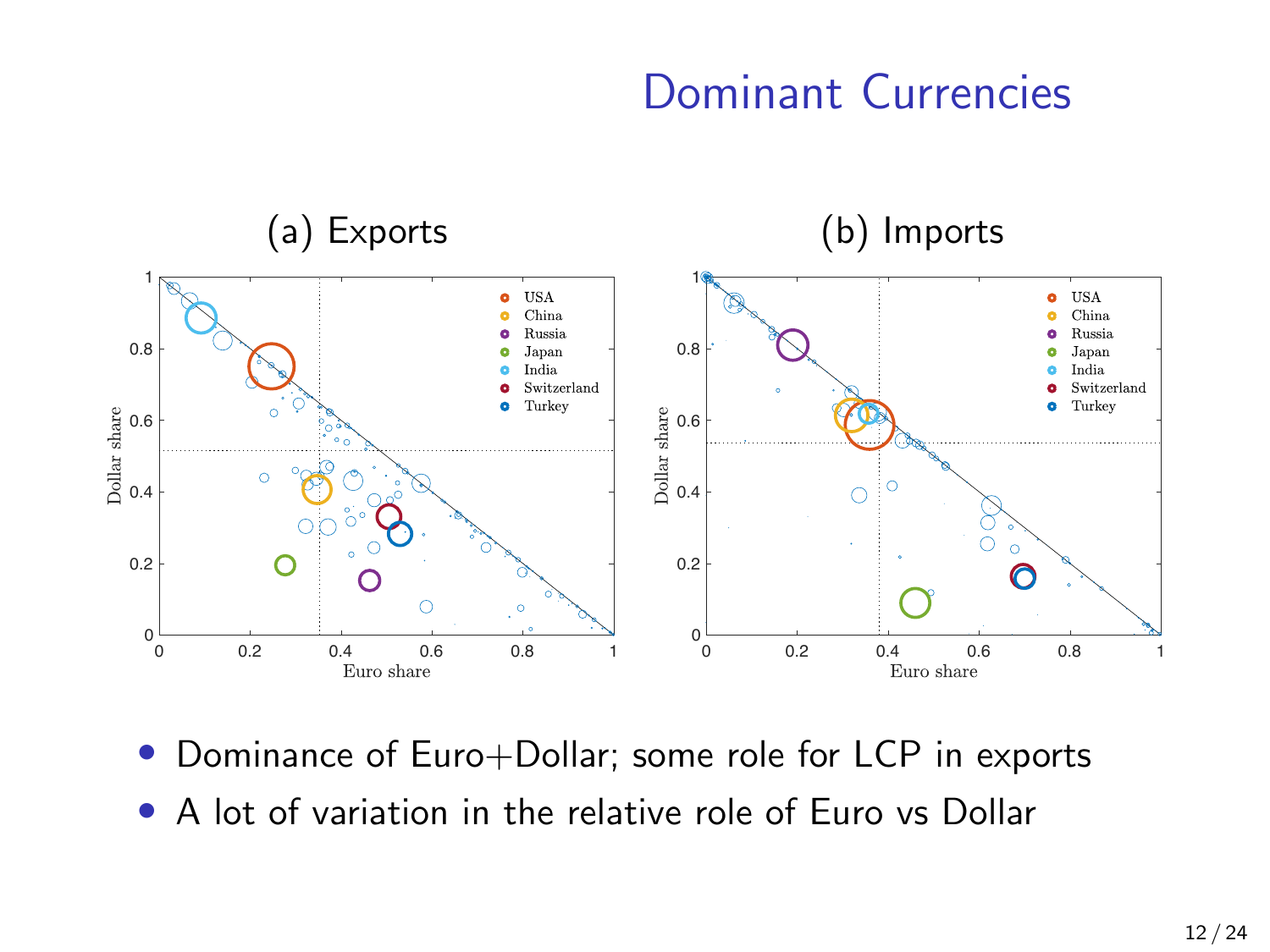# Dominant Currencies

(a) Exports

(b) Imports

- Dominance of Euro+Dollar; some role for LCP in exports
- A lot of variation in the relative role of Euro vs Dollar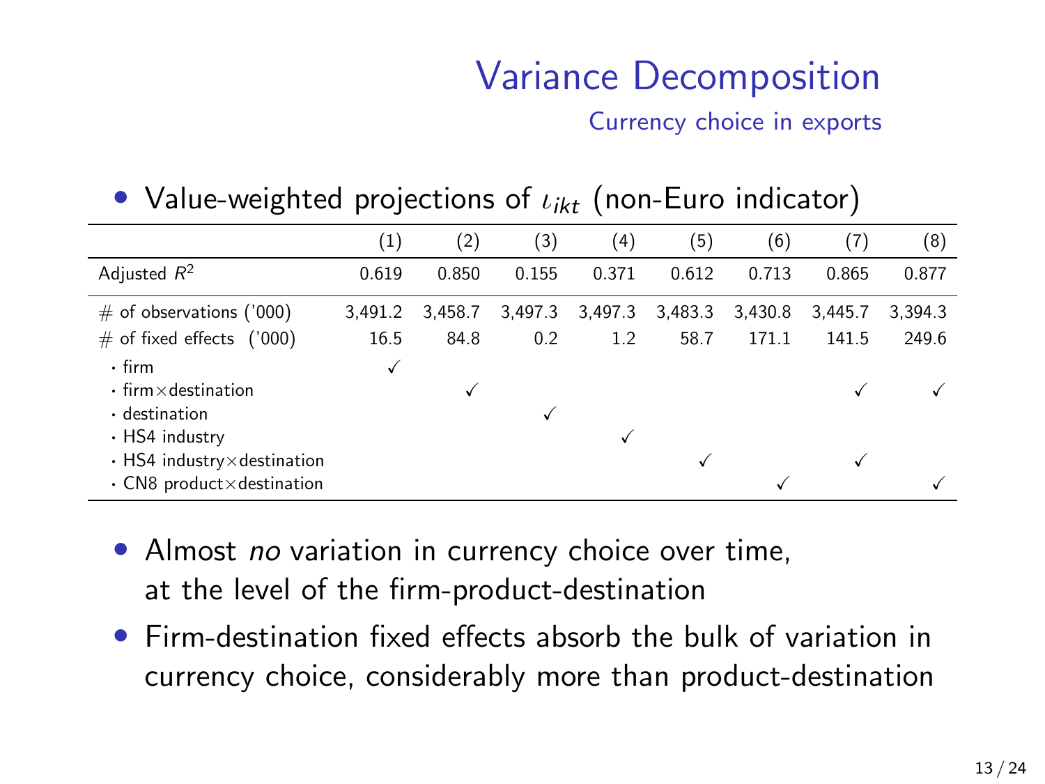# Variance Decomposition

## Currency choice in exports

- Value-weighted projections of $\iota_{ikt}$ (non-Euro indicator)

| | (1) | (2) | (3) | (4) | (5) | (6) | (7) | (8) |
|---|---|---|---|---|---|---|---|---|
| Adjusted $R^2$ | 0.619 | 0.850 | 0.155 | 0.371 | 0.612 | 0.713 | 0.865 | 0.877 |
| # of observations ('000) | 3,491.2 | 3,458.7 | 3,497.3 | 3,497.3 | 3,483.3 | 3,430.8 | 3,445.7 | 3,394.3 |
| # of fixed effects ('000) | 16.5 | 84.8 | 0.2 | 1.2 | 58.7 | 171.1 | 141.5 | 249.6 |
| · firm | ✓ | | | | | | | |
| · firm×destination | | ✓ | | | | | ✓ | ✓ |
| · destination | | | ✓ | | | | | |
| · HS4 industry | | | | ✓ | | | | |
| · HS4 industry×destination | | | | | ✓ | | ✓ | |
| · CN8 product×destination | | | | | | ✓ | | ✓ |

- Almost *no* variation in currency choice over time, at the level of the firm-product-destination
- Firm-destination fixed effects absorb the bulk of variation in currency choice, considerably more than product-destination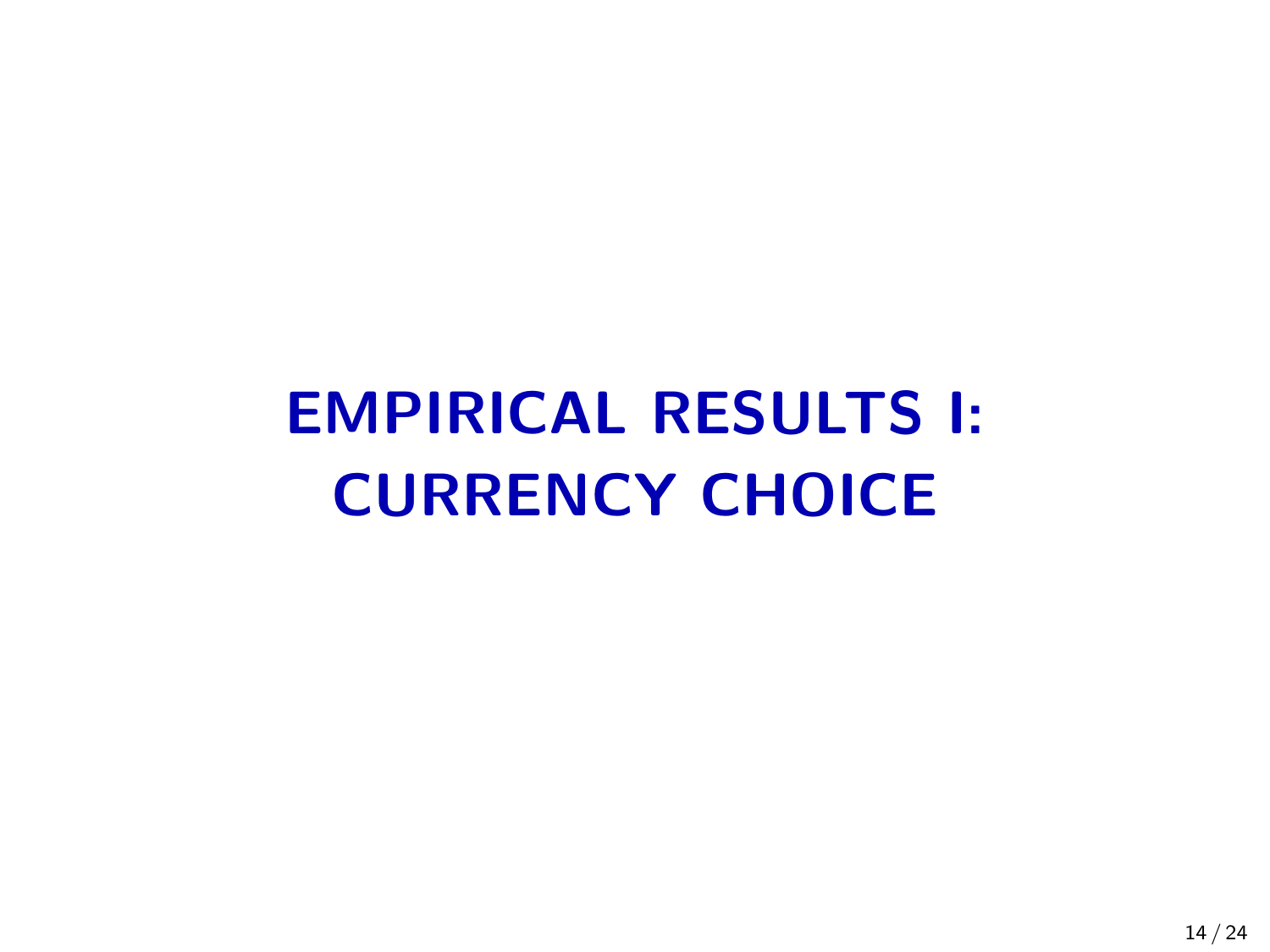# EMPIRICAL RESULTS I: CURRENCY CHOICE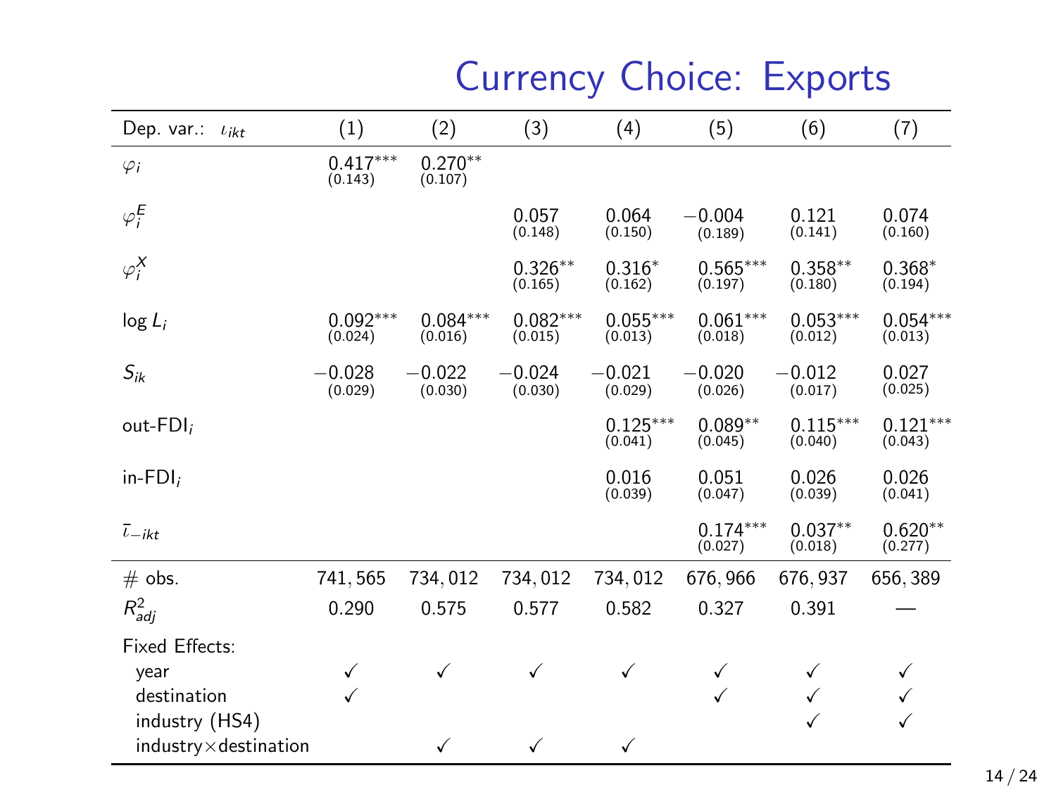# Currency Choice: Exports

| Dep. var.: $\iota_{ikt}$ | (1) | (2) | (3) | (4) | (5) | (6) | (7) |
|---|---|---|---|---|---|---|---|
| $\varphi_i$ | $0.417^{***}$ (0.143) | $0.270^{**}$ (0.107) | | | | | |
| $\varphi_i^E$ | | | 0.057 (0.148) | 0.064 (0.150) | $-0.004$ (0.189) | 0.121 (0.141) | 0.074 (0.160) |
| $\varphi_i^X$ | | | $0.326^{**}$ (0.165) | $0.316^{*}$ (0.162) | $0.565^{***}$ (0.197) | $0.358^{**}$ (0.180) | $0.368^{*}$ (0.194) |
| $\log L_i$ | $0.092^{***}$ (0.024) | $0.084^{***}$ (0.016) | $0.082^{***}$ (0.015) | $0.055^{***}$ (0.013) | $0.061^{***}$ (0.018) | $0.053^{***}$ (0.012) | $0.054^{***}$ (0.013) |
| $S_{ik}$ | $-0.028$ (0.029) | $-0.022$ (0.030) | $-0.024$ (0.030) | $-0.021$ (0.029) | $-0.020$ (0.026) | $-0.012$ (0.017) | 0.027 (0.025) |
| out-FDI$_i$ | | | | $0.125^{***}$ (0.041) | $0.089^{**}$ (0.045) | $0.115^{***}$ (0.040) | $0.121^{***}$ (0.043) |
| in-FDI$_i$ | | | | 0.016 (0.039) | 0.051 (0.047) | 0.026 (0.039) | 0.026 (0.041) |
| $\bar{\iota}_{-ikt}$ | | | | | $0.174^{***}$ (0.027) | $0.037^{**}$ (0.018) | $0.620^{**}$ (0.277) |
| # obs. | 741,565 | 734,012 | 734,012 | 734,012 | 676,966 | 676,937 | 656,389 |
| $R^2_{adj}$ | 0.290 | 0.575 | 0.577 | 0.582 | 0.327 | 0.391 | — |
| Fixed Effects: | | | | | | | |
| year | ✓ | ✓ | ✓ | ✓ | ✓ | ✓ | ✓ |
| destination | ✓ | | | | ✓ | ✓ | ✓ |
| industry (HS4) | | | | | | ✓ | ✓ |
| industry×destination | | ✓ | ✓ | ✓ | | | |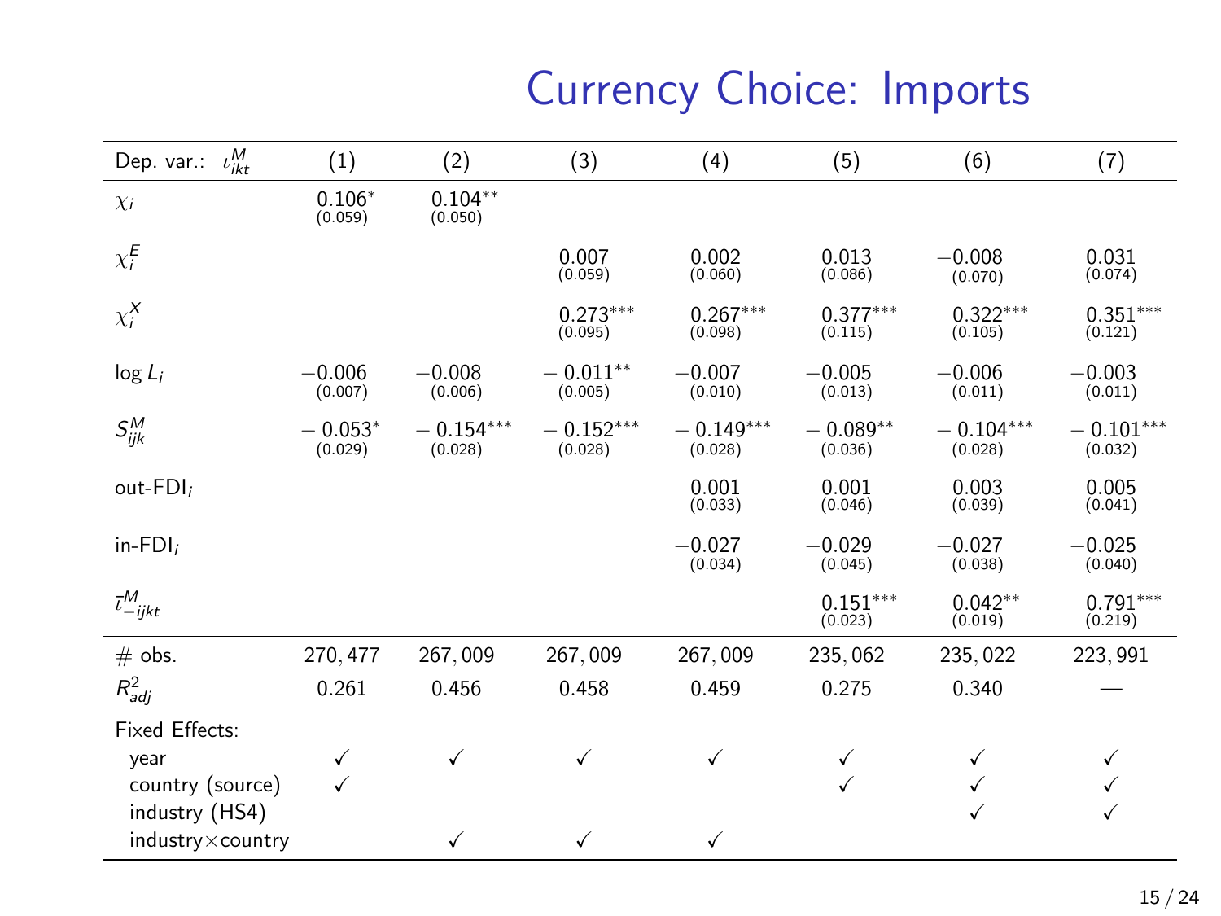# Currency Choice: Imports

| Dep. var.: $\iota^M_{ikt}$ | (1) | (2) | (3) | (4) | (5) | (6) | (7) |
|---|---|---|---|---|---|---|---|
| $\chi_i$ | $0.106^{*}$ (0.059) | $0.104^{**}$ (0.050) | | | | | |
| $\chi^E_i$ | | | 0.007 (0.059) | 0.002 (0.060) | 0.013 (0.086) | $-0.008$ (0.070) | 0.031 (0.074) |
| $\chi^X_i$ | | | $0.273^{***}$ (0.095) | $0.267^{***}$ (0.098) | $0.377^{***}$ (0.115) | $0.322^{***}$ (0.105) | $0.351^{***}$ (0.121) |
| $\log L_i$ | $-0.006$ (0.007) | $-0.008$ (0.006) | $-0.011^{**}$ (0.005) | $-0.007$ (0.010) | $-0.005$ (0.013) | $-0.006$ (0.011) | $-0.003$ (0.011) |
| $S^M_{ijk}$ | $-0.053^{*}$ (0.029) | $-0.154^{***}$ (0.028) | $-0.152^{***}$ (0.028) | $-0.149^{***}$ (0.028) | $-0.089^{**}$ (0.036) | $-0.104^{***}$ (0.028) | $-0.101^{***}$ (0.032) |
| out-FDI$_i$ | | | | 0.001 (0.033) | 0.001 (0.046) | 0.003 (0.039) | 0.005 (0.041) |
| in-FDI$_i$ | | | | $-0.027$ (0.034) | $-0.029$ (0.045) | $-0.027$ (0.038) | $-0.025$ (0.040) |
| $\bar{\iota}^M_{-ijkt}$ | | | | | $0.151^{***}$ (0.023) | $0.042^{**}$ (0.019) | $0.791^{***}$ (0.219) |
| # obs. | 270,477 | 267,009 | 267,009 | 267,009 | 235,062 | 235,022 | 223,991 |
| $R^2_{adj}$ | 0.261 | 0.456 | 0.458 | 0.459 | 0.275 | 0.340 | — |
| Fixed Effects: | | | | | | | |
| year | ✓ | ✓ | ✓ | ✓ | ✓ | ✓ | ✓ |
| country (source) | ✓ | | | | ✓ | ✓ | ✓ |
| industry (HS4) | | | | | | ✓ | ✓ |
| industry×country | | ✓ | ✓ | ✓ | | | |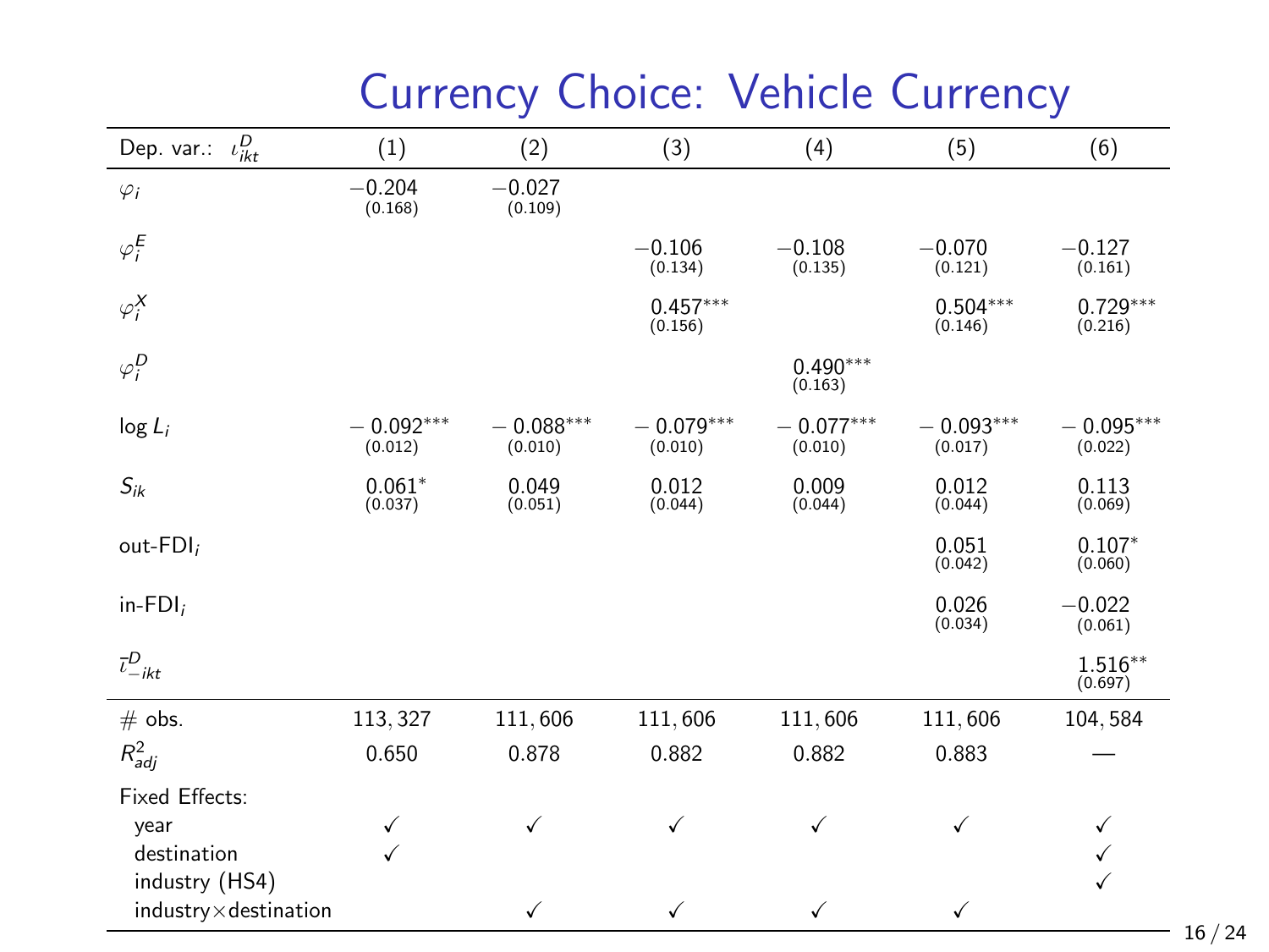# Currency Choice: Vehicle Currency

| Dep. var.: $\iota^D_{ikt}$ | (1) | (2) | (3) | (4) | (5) | (6) |
|---|---|---|---|---|---|---|
| $\varphi_i$ | $-0.204$ (0.168) | $-0.027$ (0.109) | | | | |
| $\varphi^E_i$ | | | $-0.106$ (0.134) | $-0.108$ (0.135) | $-0.070$ (0.121) | $-0.127$ (0.161) |
| $\varphi^X_i$ | | | $0.457^{***}$ (0.156) | | $0.504^{***}$ (0.146) | $0.729^{***}$ (0.216) |
| $\varphi^D_i$ | | | | $0.490^{***}$ (0.163) | | |
| $\log L_i$ | $-0.092^{***}$ (0.012) | $-0.088^{***}$ (0.010) | $-0.079^{***}$ (0.010) | $-0.077^{***}$ (0.010) | $-0.093^{***}$ (0.017) | $-0.095^{***}$ (0.022) |
| $S_{ik}$ | $0.061^{*}$ (0.037) | 0.049 (0.051) | 0.012 (0.044) | 0.009 (0.044) | 0.012 (0.044) | 0.113 (0.069) |
| out-FDI$_i$ | | | | | 0.051 (0.042) | $0.107^{*}$ (0.060) |
| in-FDI$_i$ | | | | | 0.026 (0.034) | $-0.022$ (0.061) |
| $\bar{\iota}^D_{-ikt}$ | | | | | | $1.516^{**}$ (0.697) |
| # obs. | 113,327 | 111,606 | 111,606 | 111,606 | 111,606 | 104,584 |
| $R^2_{adj}$ | 0.650 | 0.878 | 0.882 | 0.882 | 0.883 | — |
| Fixed Effects: | | | | | | |
| year | ✓ | ✓ | ✓ | ✓ | ✓ | ✓ |
| destination | ✓ | | | | | ✓ |
| industry (HS4) | | | | | | ✓ |
| industry×destination | | ✓ | ✓ | ✓ | ✓ | |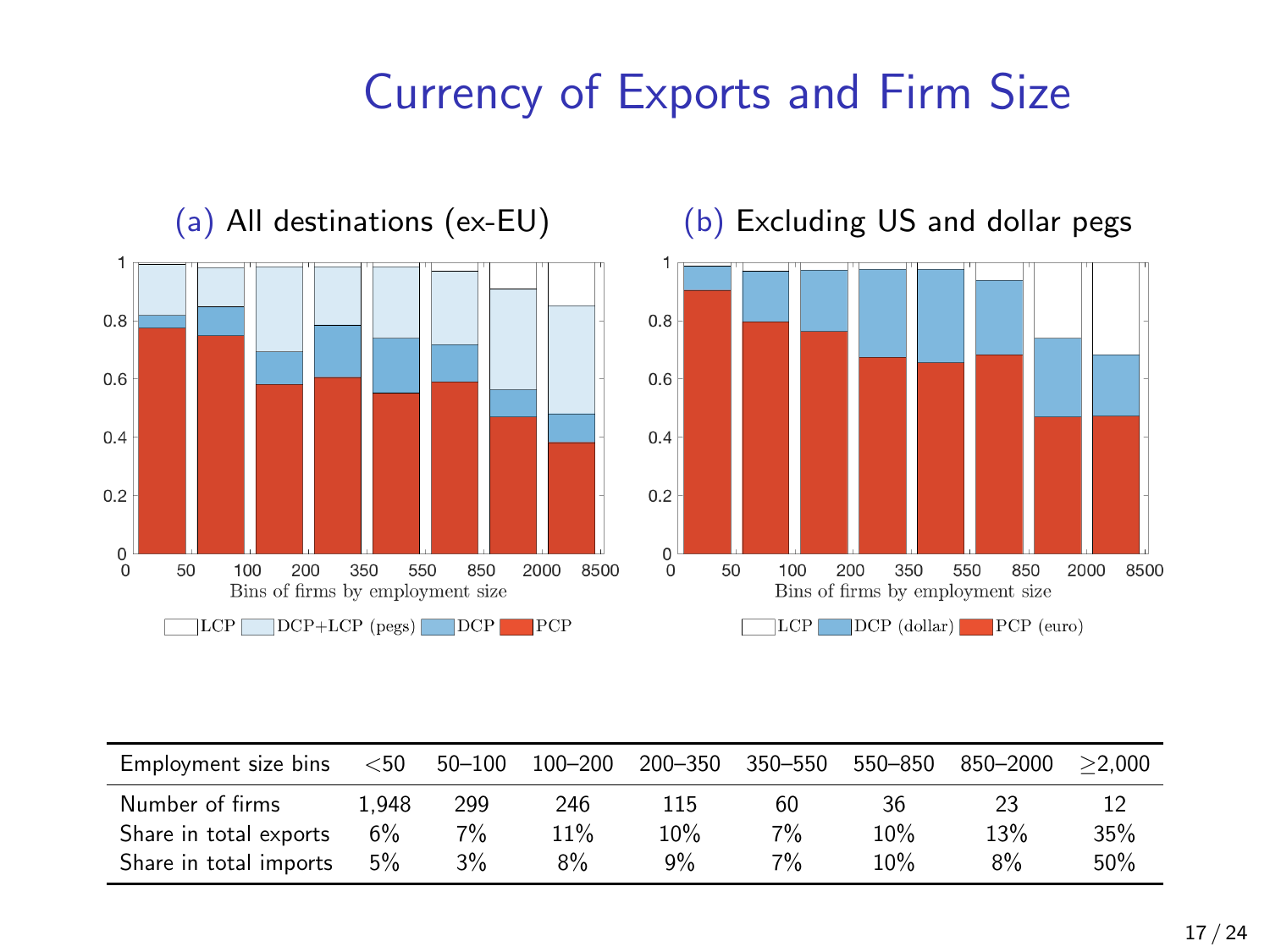# Currency of Exports and Firm Size

(a) All destinations (ex-EU)

(b) Excluding US and dollar pegs

| Employment size bins | <50 | 50–100 | 100–200 | 200–350 | 350–550 | 550–850 | 850–2000 | ≥2,000 |
|---|---|---|---|---|---|---|---|---|
| Number of firms | 1,948 | 299 | 246 | 115 | 60 | 36 | 23 | 12 |
| Share in total exports | 6% | 7% | 11% | 10% | 7% | 10% | 13% | 35% |
| Share in total imports | 5% | 3% | 8% | 9% | 7% | 10% | 8% | 50% |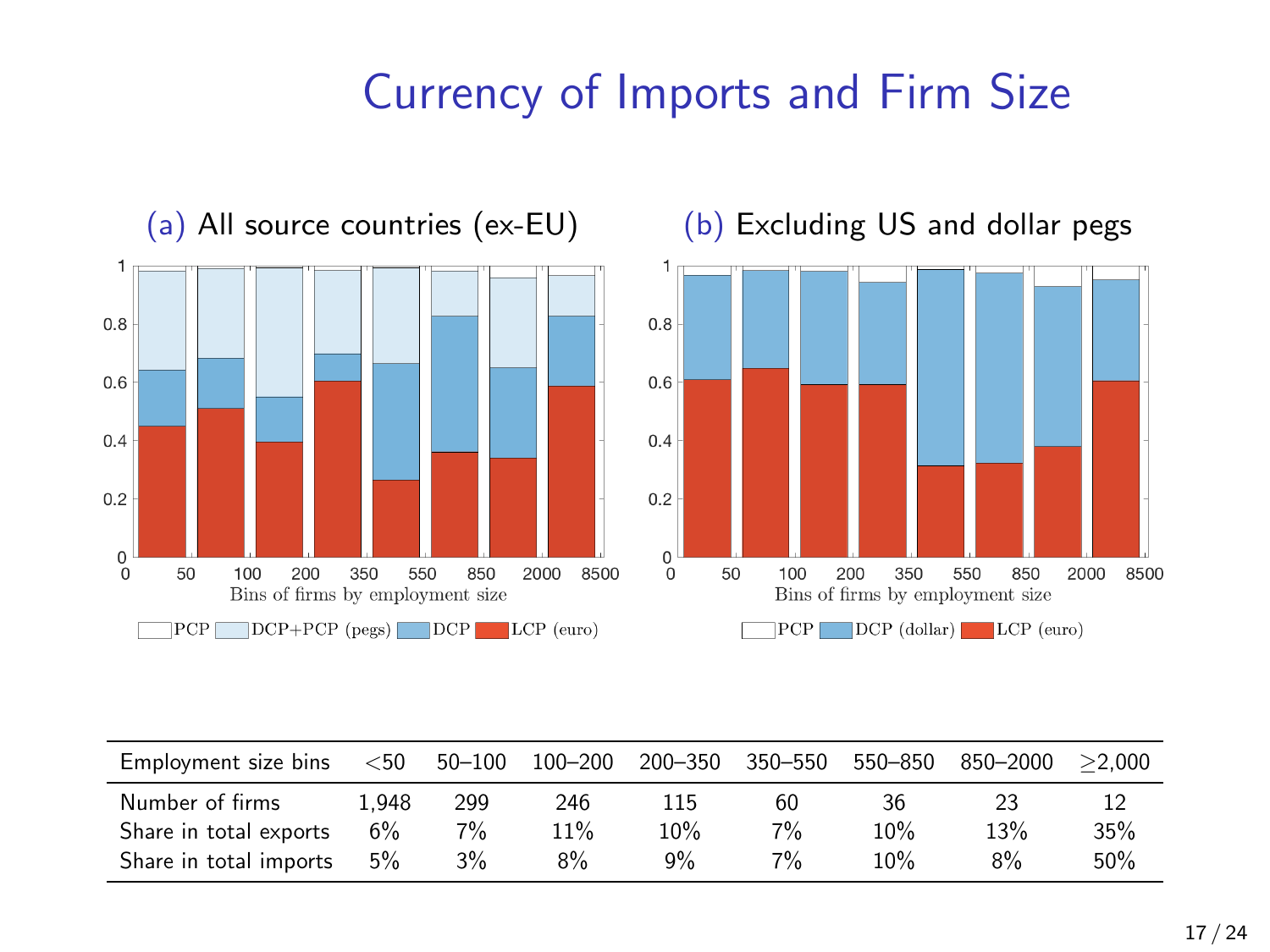# Currency of Imports and Firm Size

(a) All source countries (ex-EU)

(b) Excluding US and dollar pegs

| Employment size bins | <50 | 50–100 | 100–200 | 200–350 | 350–550 | 550–850 | 850–2000 | ≥2,000 |
|---|---|---|---|---|---|---|---|---|
| Number of firms | 1,948 | 299 | 246 | 115 | 60 | 36 | 23 | 12 |
| Share in total exports | 6% | 7% | 11% | 10% | 7% | 10% | 13% | 35% |
| Share in total imports | 5% | 3% | 8% | 9% | 7% | 10% | 8% | 50% |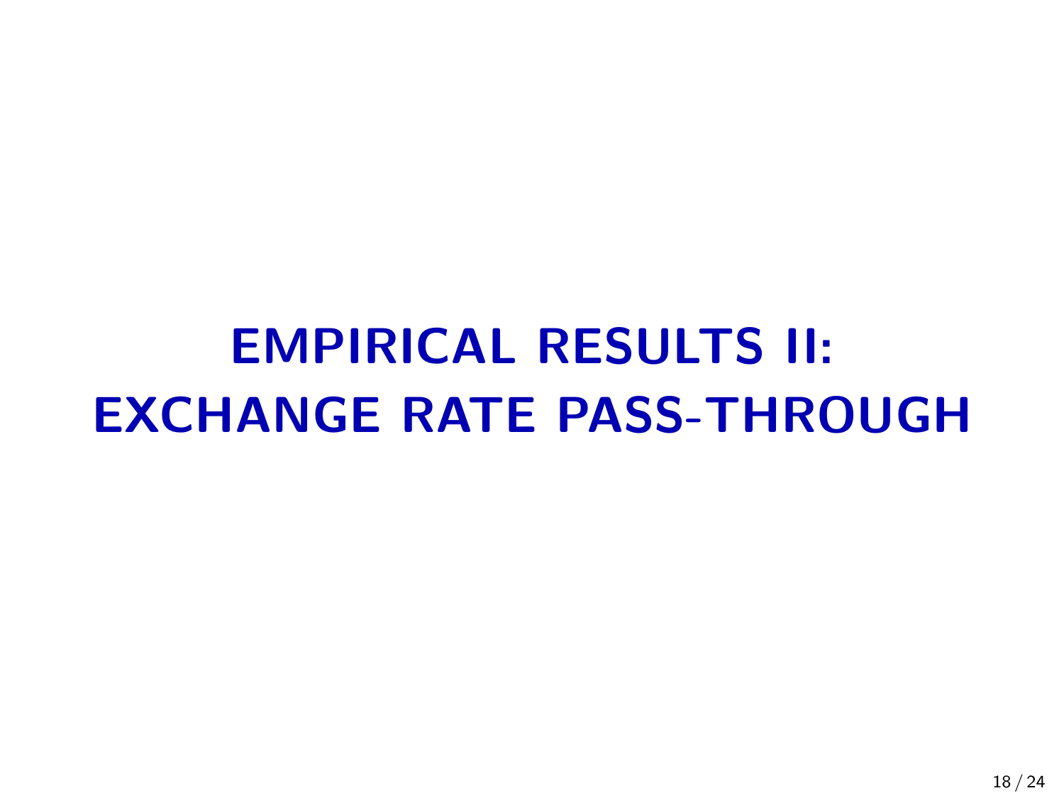# EMPIRICAL RESULTS II: EXCHANGE RATE PASS-THROUGH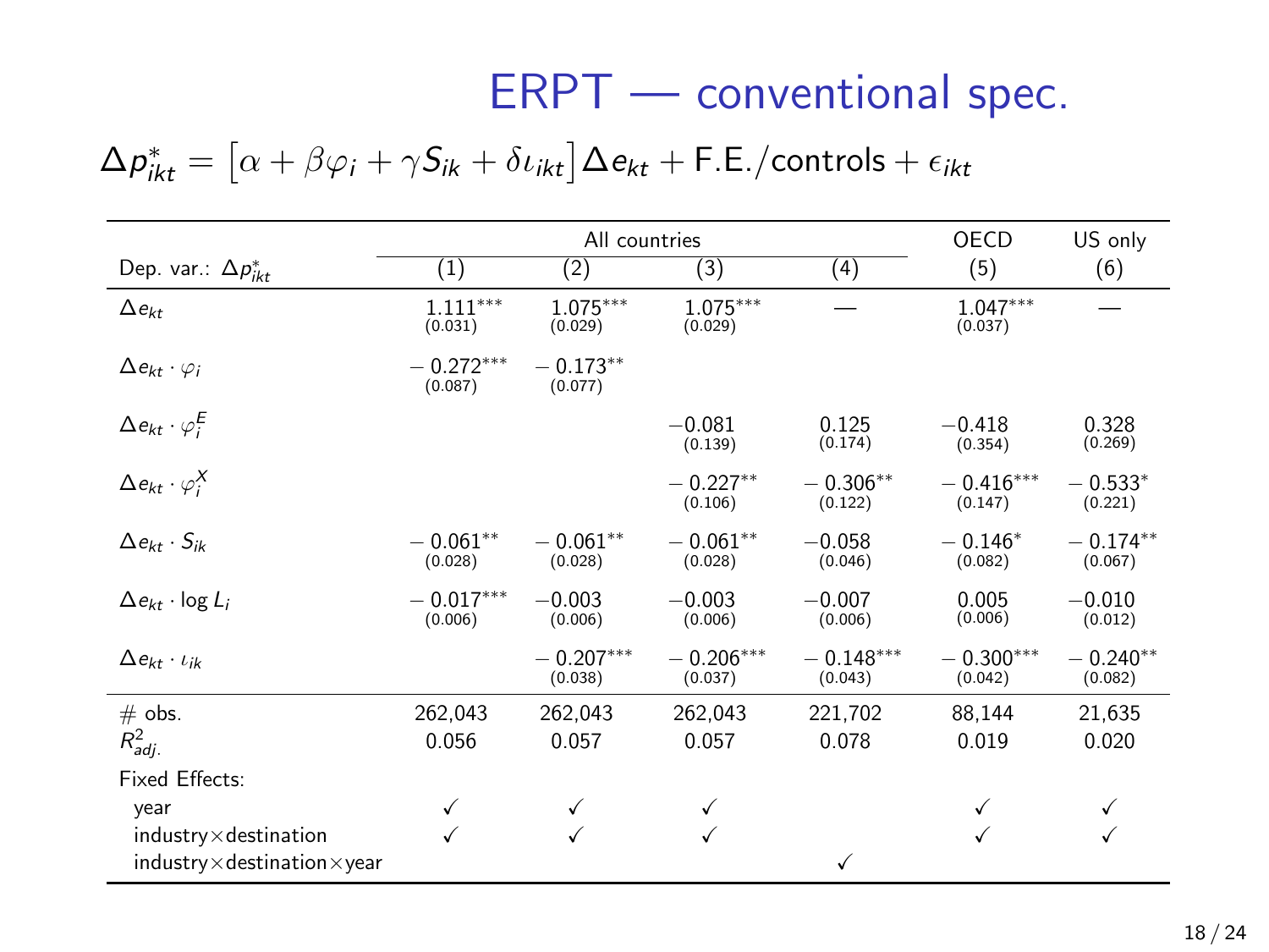# ERPT — conventional spec.

$$\Delta p^*_{ikt} = \left[\alpha + \beta\varphi_i + \gamma S_{ik} + \delta\iota_{ikt}\right]\Delta e_{kt} + \text{F.E./controls} + \epsilon_{ikt}$$

| | All countries | | | | OECD | US only |
|---|---|---|---|---|---|---|
| Dep. var.: $\Delta p^*_{ikt}$ | (1) | (2) | (3) | (4) | (5) | (6) |
| $\Delta e_{kt}$ | $1.111^{***}$ (0.031) | $1.075^{***}$ (0.029) | $1.075^{***}$ (0.029) | — | $1.047^{***}$ (0.037) | — |
| $\Delta e_{kt} \cdot \varphi_i$ | $-0.272^{***}$ (0.087) | $-0.173^{**}$ (0.077) | | | | |
| $\Delta e_{kt} \cdot \varphi_i^E$ | | | $-0.081$ (0.139) | $0.125$ (0.174) | $-0.418$ (0.354) | $0.328$ (0.269) |
| $\Delta e_{kt} \cdot \varphi_i^X$ | | | $-0.227^{**}$ (0.106) | $-0.306^{**}$ (0.122) | $-0.416^{***}$ (0.147) | $-0.533^{*}$ (0.221) |
| $\Delta e_{kt} \cdot S_{ik}$ | $-0.061^{**}$ (0.028) | $-0.061^{**}$ (0.028) | $-0.061^{**}$ (0.028) | $-0.058$ (0.046) | $-0.146^{*}$ (0.082) | $-0.174^{**}$ (0.067) |
| $\Delta e_{kt} \cdot \log L_i$ | $-0.017^{***}$ (0.006) | $-0.003$ (0.006) | $-0.003$ (0.006) | $-0.007$ (0.006) | $0.005$ (0.006) | $-0.010$ (0.012) |
| $\Delta e_{kt} \cdot \iota_{ik}$ | | $-0.207^{***}$ (0.038) | $-0.206^{***}$ (0.037) | $-0.148^{***}$ (0.043) | $-0.300^{***}$ (0.042) | $-0.240^{**}$ (0.082) |
| # obs. | 262,043 | 262,043 | 262,043 | 221,702 | 88,144 | 21,635 |
| $R^2_{adj.}$ | 0.056 | 0.057 | 0.057 | 0.078 | 0.019 | 0.020 |
| Fixed Effects: | | | | | | |
| year | ✓ | ✓ | ✓ | | ✓ | ✓ |
| industry×destination | ✓ | ✓ | ✓ | | ✓ | ✓ |
| industry×destination×year | | | | ✓ | | |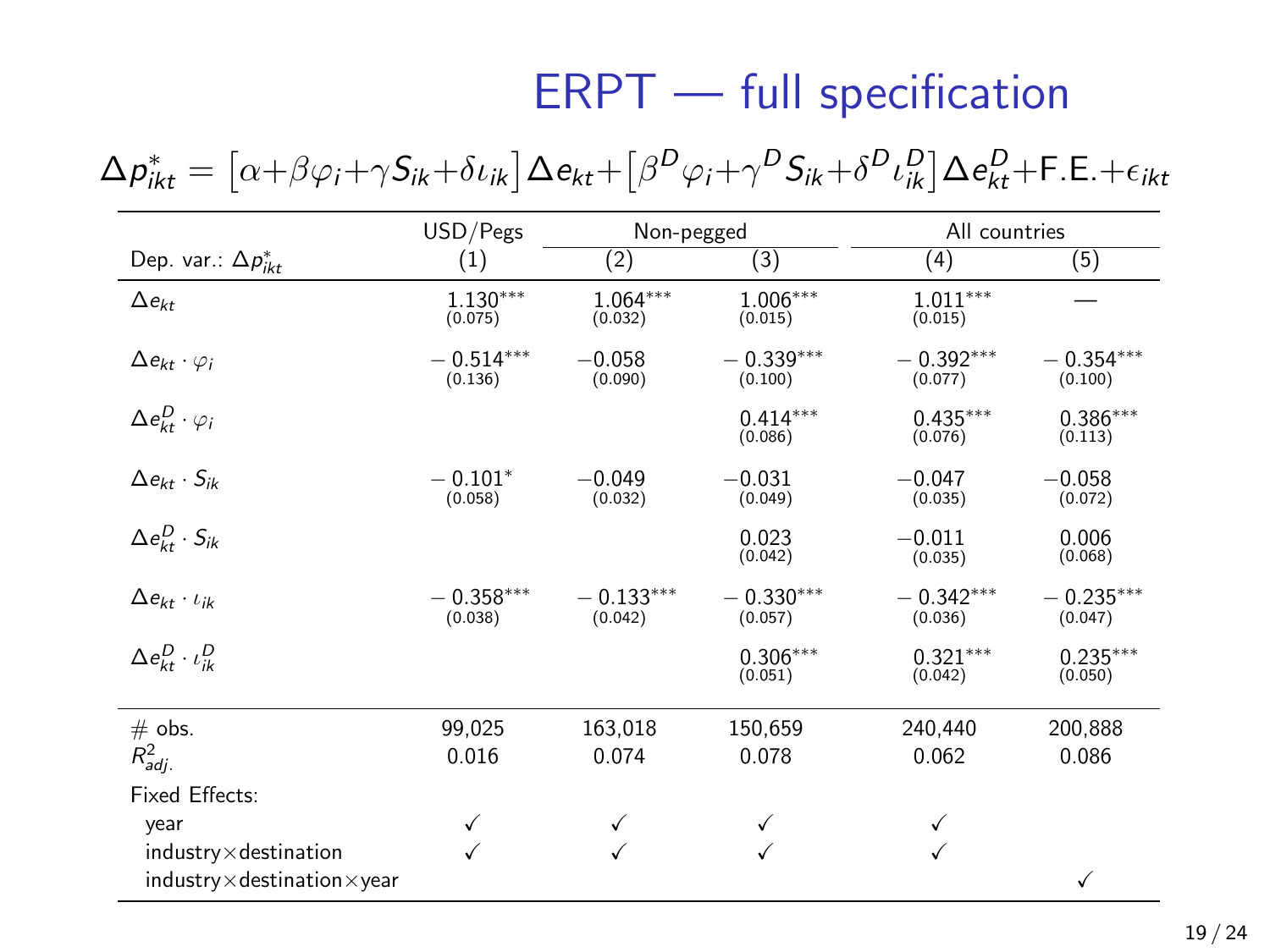# ERPT — full specification

$$\Delta p^*_{ikt} = \left[\alpha + \beta\varphi_i + \gamma S_{ik} + \delta\iota_{ik}\right]\Delta e_{kt} + \left[\beta^D\varphi_i + \gamma^D S_{ik} + \delta^D\iota^D_{ik}\right]\Delta e^D_{kt} + \text{F.E.} + \epsilon_{ikt}$$

| | USD/Pegs | Non-pegged | | All countries | |
|---|---|---|---|---|---|
| Dep. var.: $\Delta p^*_{ikt}$ | (1) | (2) | (3) | (4) | (5) |
| $\Delta e_{kt}$ | $1.130^{***}$ (0.075) | $1.064^{***}$ (0.032) | $1.006^{***}$ (0.015) | $1.011^{***}$ (0.015) | — |
| $\Delta e_{kt} \cdot \varphi_i$ | $-0.514^{***}$ (0.136) | $-0.058$ (0.090) | $-0.339^{***}$ (0.100) | $-0.392^{***}$ (0.077) | $-0.354^{***}$ (0.100) |
| $\Delta e^D_{kt} \cdot \varphi_i$ | | | $0.414^{***}$ (0.086) | $0.435^{***}$ (0.076) | $0.386^{***}$ (0.113) |
| $\Delta e_{kt} \cdot S_{ik}$ | $-0.101^{*}$ (0.058) | $-0.049$ (0.032) | $-0.031$ (0.049) | $-0.047$ (0.035) | $-0.058$ (0.072) |
| $\Delta e^D_{kt} \cdot S_{ik}$ | | | $0.023$ (0.042) | $-0.011$ (0.035) | $0.006$ (0.068) |
| $\Delta e_{kt} \cdot \iota_{ik}$ | $-0.358^{***}$ (0.038) | $-0.133^{***}$ (0.042) | $-0.330^{***}$ (0.057) | $-0.342^{***}$ (0.036) | $-0.235^{***}$ (0.047) |
| $\Delta e^D_{kt} \cdot \iota^D_{ik}$ | | | $0.306^{***}$ (0.051) | $0.321^{***}$ (0.042) | $0.235^{***}$ (0.050) |
| # obs. | 99,025 | 163,018 | 150,659 | 240,440 | 200,888 |
| $R^2_{adj.}$ | 0.016 | 0.074 | 0.078 | 0.062 | 0.086 |
| Fixed Effects: | | | | | |
| year | ✓ | ✓ | ✓ | ✓ | |
| industry×destination | ✓ | ✓ | ✓ | ✓ | |
| industry×destination×year | | | | | ✓ |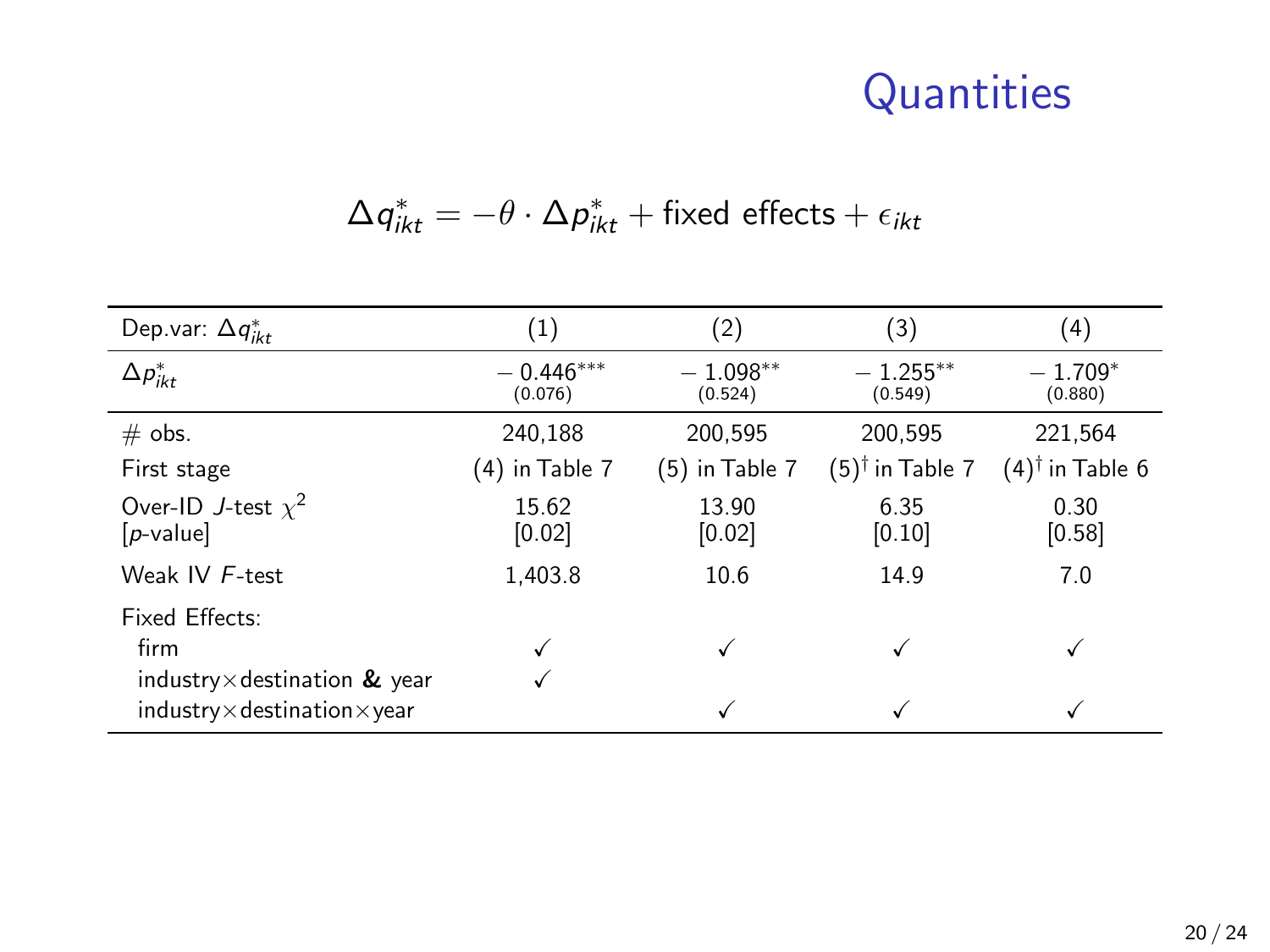# Quantities

$$\Delta q^*_{ikt} = -\theta \cdot \Delta p^*_{ikt} + \text{fixed effects} + \epsilon_{ikt}$$

| Dep.var: $\Delta q^*_{ikt}$ | (1) | (2) | (3) | (4) |
|---|---|---|---|---|
| $\Delta p^*_{ikt}$ | $-0.446^{***}$ (0.076) | $-1.098^{**}$ (0.524) | $-1.255^{**}$ (0.549) | $-1.709^{*}$ (0.880) |
| # obs. | 240,188 | 200,595 | 200,595 | 221,564 |
| First stage | (4) in Table 7 | (5) in Table 7 | $(5)^{\dagger}$ in Table 7 | $(4)^{\dagger}$ in Table 6 |
| Over-ID $J$-test $\chi^2$ [$p$-value] | 15.62 [0.02] | 13.90 [0.02] | 6.35 [0.10] | 0.30 [0.58] |
| Weak IV $F$-test | 1,403.8 | 10.6 | 14.9 | 7.0 |
| Fixed Effects: | | | | |
| firm | ✓ | ✓ | ✓ | ✓ |
| industry×destination **&** year | ✓ | | | |
| industry×destination×year | | ✓ | ✓ | ✓ |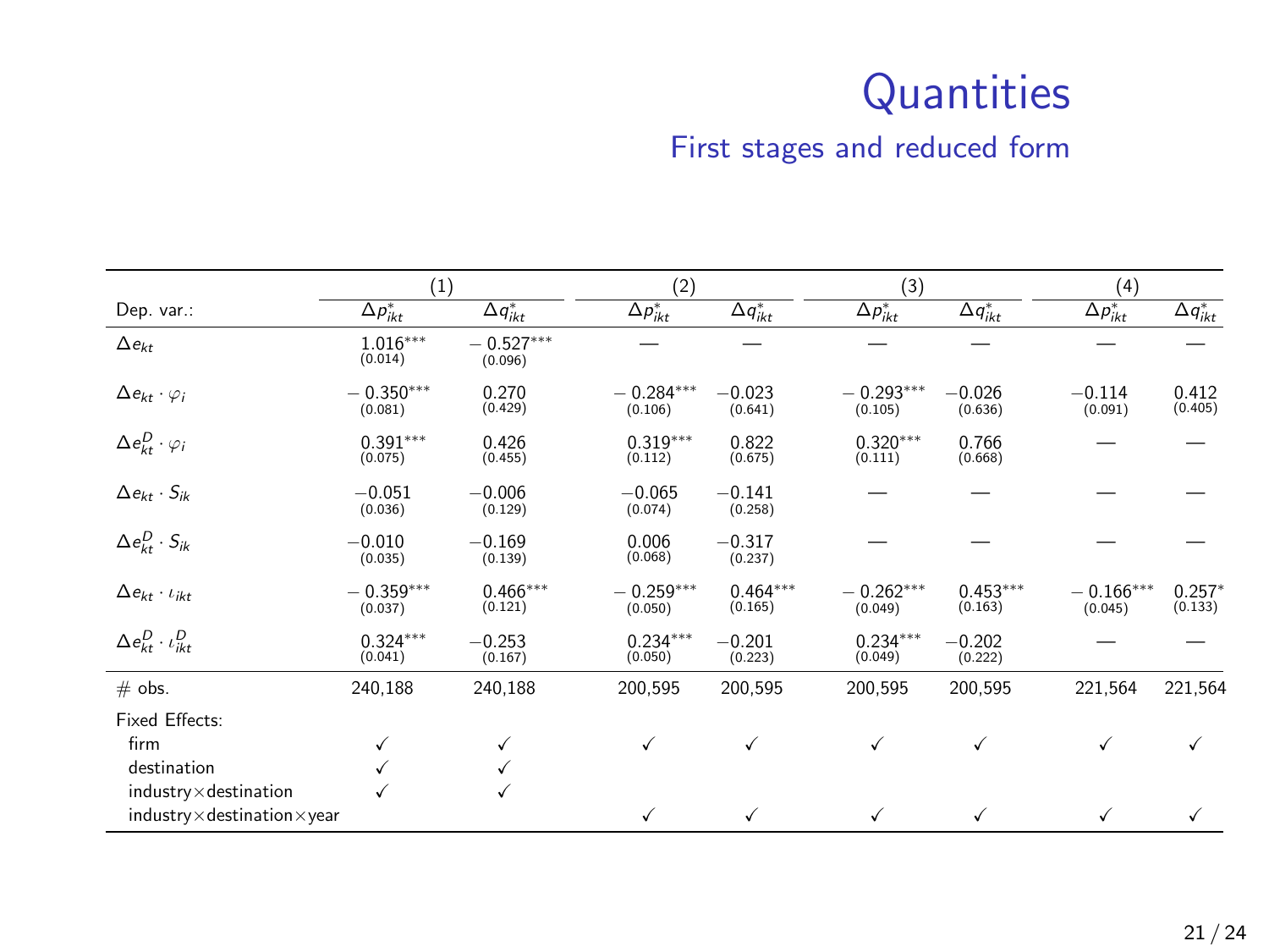# Quantities

## First stages and reduced form

| | (1) | | (2) | | (3) | | (4) | |
|---|---|---|---|---|---|---|---|---|
| Dep. var.: | $\Delta p^{*}_{ikt}$ | $\Delta q^{*}_{ikt}$ | $\Delta p^{*}_{ikt}$ | $\Delta q^{*}_{ikt}$ | $\Delta p^{*}_{ikt}$ | $\Delta q^{*}_{ikt}$ | $\Delta p^{*}_{ikt}$ | $\Delta q^{*}_{ikt}$ |
| $\Delta e_{kt}$ | $1.016^{***}$ (0.014) | $-0.527^{***}$ (0.096) | — | — | — | — | — | — |
| $\Delta e_{kt} \cdot \varphi_i$ | $-0.350^{***}$ (0.081) | 0.270 (0.429) | $-0.284^{***}$ (0.106) | $-0.023$ (0.641) | $-0.293^{***}$ (0.105) | $-0.026$ (0.636) | $-0.114$ (0.091) | 0.412 (0.405) |
| $\Delta e^{D}_{kt} \cdot \varphi_i$ | $0.391^{***}$ (0.075) | 0.426 (0.455) | $0.319^{***}$ (0.112) | 0.822 (0.675) | $0.320^{***}$ (0.111) | 0.766 (0.668) | — | — |
| $\Delta e_{kt} \cdot S_{ik}$ | $-0.051$ (0.036) | $-0.006$ (0.129) | $-0.065$ (0.074) | $-0.141$ (0.258) | — | — | — | — |
| $\Delta e^{D}_{kt} \cdot S_{ik}$ | $-0.010$ (0.035) | $-0.169$ (0.139) | 0.006 (0.068) | $-0.317$ (0.237) | — | — | — | — |
| $\Delta e_{kt} \cdot \iota_{ikt}$ | $-0.359^{***}$ (0.037) | $0.466^{***}$ (0.121) | $-0.259^{***}$ (0.050) | $0.464^{***}$ (0.165) | $-0.262^{***}$ (0.049) | $0.453^{***}$ (0.163) | $-0.166^{***}$ (0.045) | $0.257^{*}$ (0.133) |
| $\Delta e^{D}_{kt} \cdot \iota^{D}_{ikt}$ | $0.324^{***}$ (0.041) | $-0.253$ (0.167) | $0.234^{***}$ (0.050) | $-0.201$ (0.223) | $0.234^{***}$ (0.049) | $-0.202$ (0.222) | — | — |
| # obs. | 240,188 | 240,188 | 200,595 | 200,595 | 200,595 | 200,595 | 221,564 | 221,564 |
| Fixed Effects: | | | | | | | | |
| firm | ✓ | ✓ | ✓ | ✓ | ✓ | ✓ | ✓ | ✓ |
| destination | ✓ | ✓ | | | | | | |
| industry × destination | ✓ | ✓ | | | | | | |
| industry × destination × year | | | ✓ | ✓ | ✓ | ✓ | ✓ | ✓ |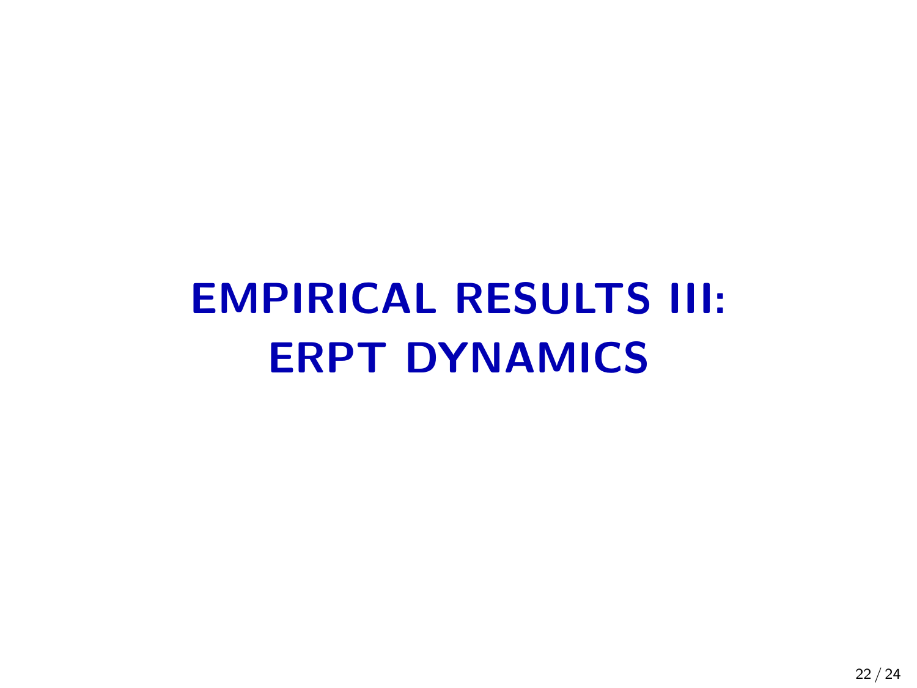# EMPIRICAL RESULTS III: ERPT DYNAMICS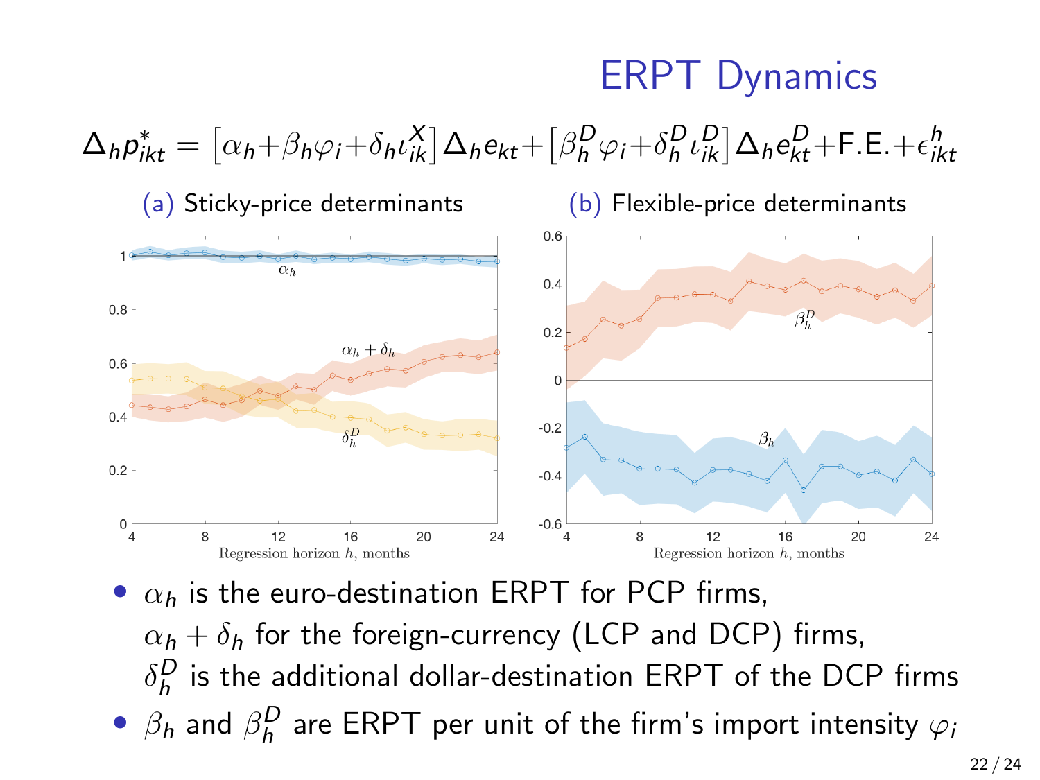# ERPT Dynamics

$$\Delta_h p^*_{ikt} = \left[\alpha_h + \beta_h \varphi_i + \delta_h \iota^X_{ik}\right] \Delta_h e_{kt} + \left[\beta^D_h \varphi_i + \delta^D_h \iota^D_{ik}\right] \Delta_h e^D_{kt} + \text{F.E.} + \epsilon^h_{ikt}$$

(a) Sticky-price determinants

(b) Flexible-price determinants

- $\alpha_h$ is the euro-destination ERPT for PCP firms,
  $\alpha_h + \delta_h$ for the foreign-currency (LCP and DCP) firms,
  $\delta^D_h$ is the additional dollar-destination ERPT of the DCP firms
- $\beta_h$ and $\beta^D_h$ are ERPT per unit of the firm's import intensity $\varphi_i$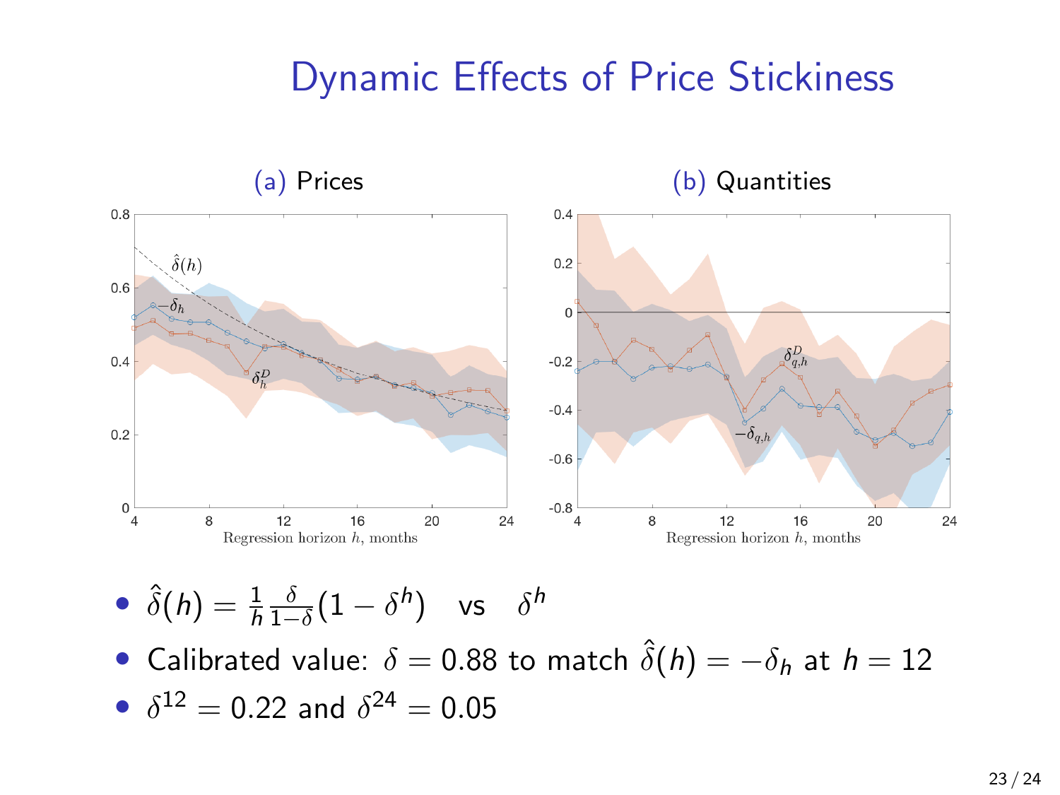# Dynamic Effects of Price Stickiness

(a) Prices

(b) Quantities

- $\hat{\delta}(h) = \frac{1}{h}\frac{\delta}{1-\delta}(1-\delta^h)$ vs $\delta^h$
- Calibrated value: $\delta = 0.88$ to match $\hat{\delta}(h) = -\delta_h$ at $h = 12$
- $\delta^{12} = 0.22$ and $\delta^{24} = 0.05$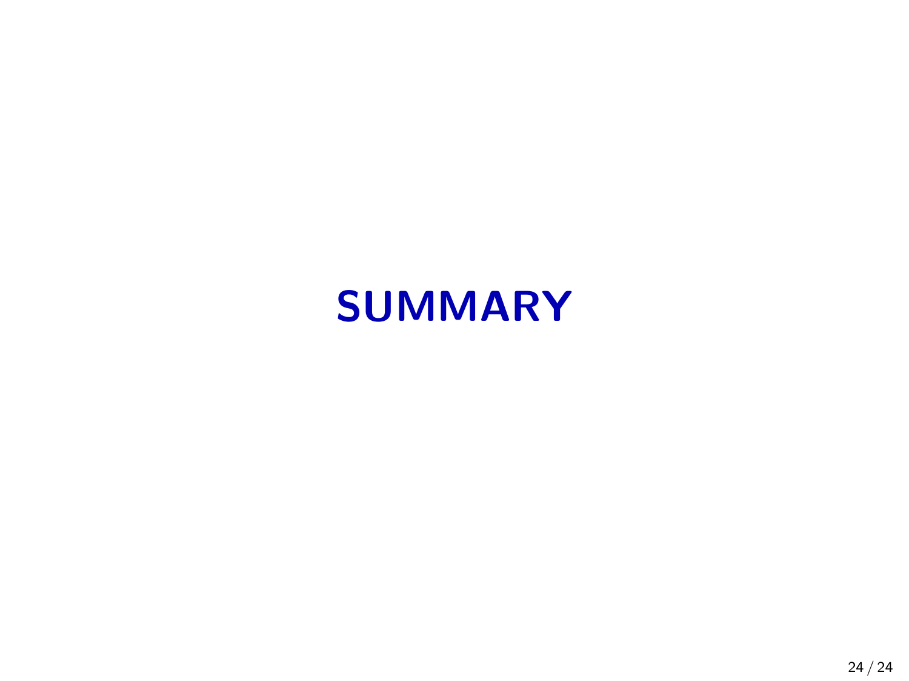# SUMMARY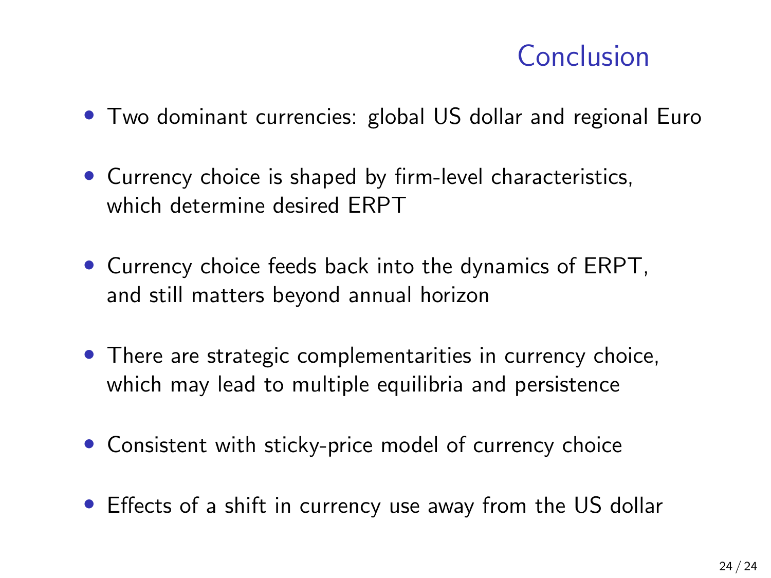# Conclusion

- Two dominant currencies: global US dollar and regional Euro
- Currency choice is shaped by firm-level characteristics, which determine desired ERPT
- Currency choice feeds back into the dynamics of ERPT, and still matters beyond annual horizon
- There are strategic complementarities in currency choice, which may lead to multiple equilibria and persistence
- Consistent with sticky-price model of currency choice
- Effects of a shift in currency use away from the US dollar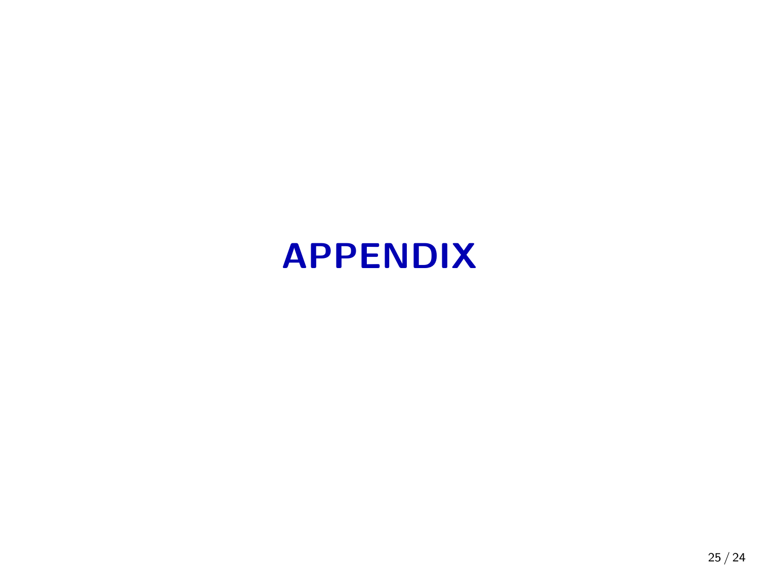# APPENDIX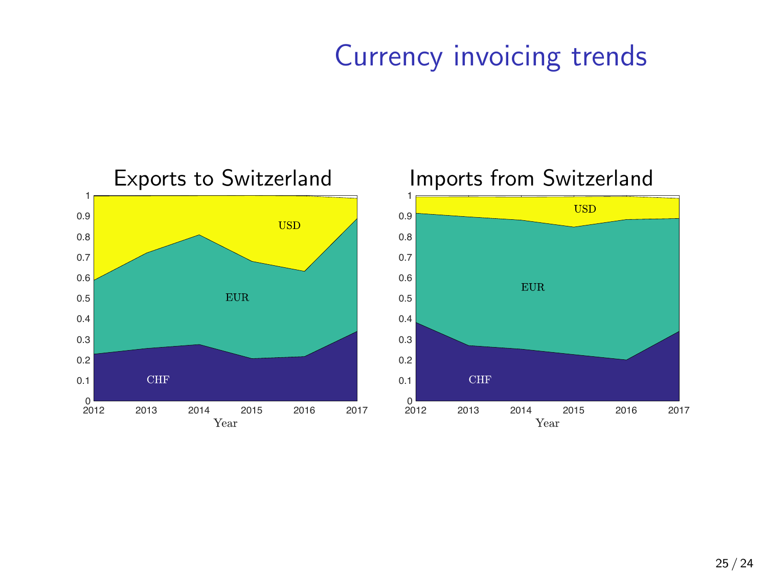# Currency invoicing trends

## Exports to Switzerland

## Imports from Switzerland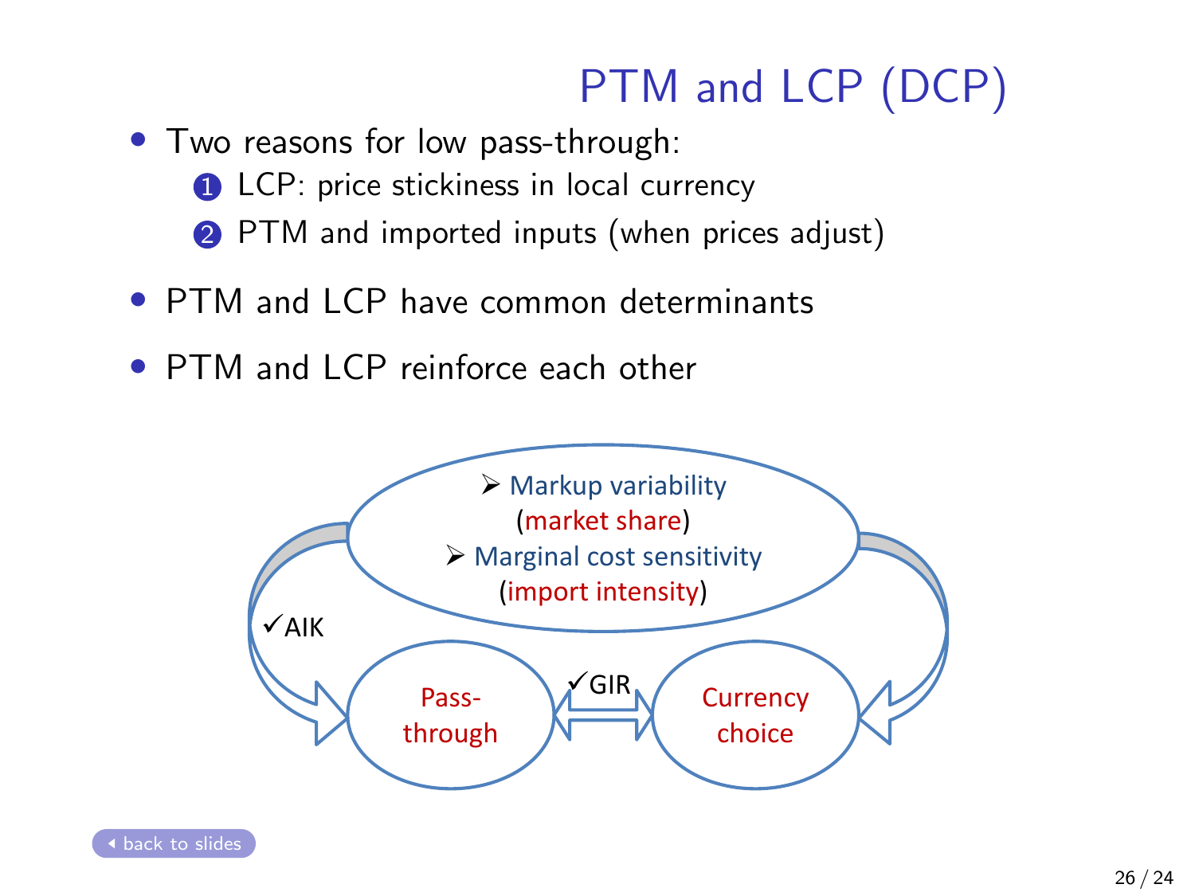# PTM and LCP (DCP)

- Two reasons for low pass-through:
  1. LCP: price stickiness in local currency
  2. PTM and imported inputs (when prices adjust)
- PTM and LCP have common determinants
- PTM and LCP reinforce each other

➢ Markup variability
(market share)
➢ Marginal cost sensitivity
(import intensity)

✓AIK

✓GIR

Pass-through

Currency choice

back to slides